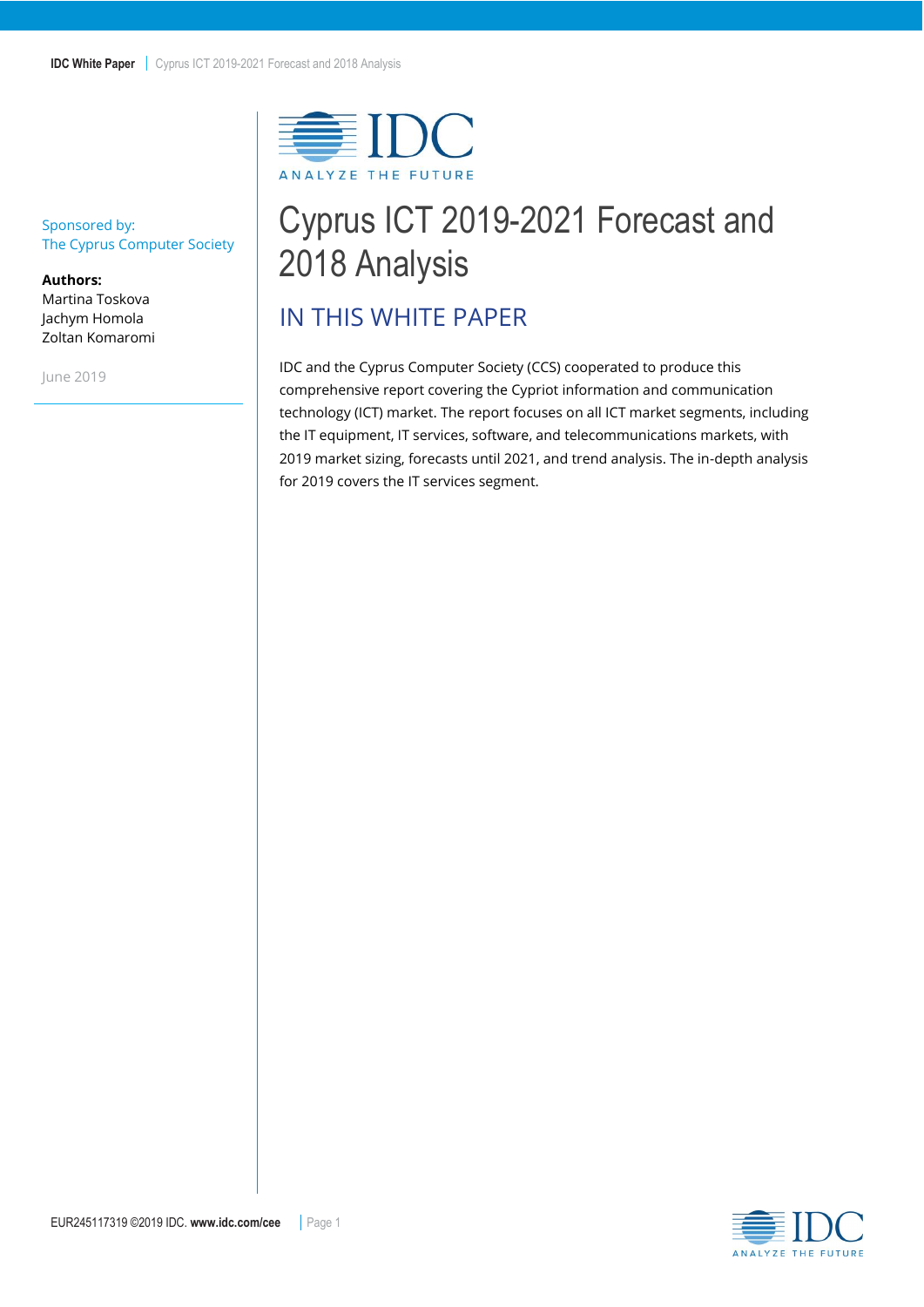Sponsored by:
The Cyprus Computer Society

**Authors:**
Martina Toskova
Jachym Homola
Zoltan Komaromi

June 2019

# Cyprus ICT 2019-2021 Forecast and 2018 Analysis

## IN THIS WHITE PAPER

IDC and the Cyprus Computer Society (CCS) cooperated to produce this comprehensive report covering the Cypriot information and communication technology (ICT) market. The report focuses on all ICT market segments, including the IT equipment, IT services, software, and telecommunications markets, with 2019 market sizing, forecasts until 2021, and trend analysis. The in-depth analysis for 2019 covers the IT services segment.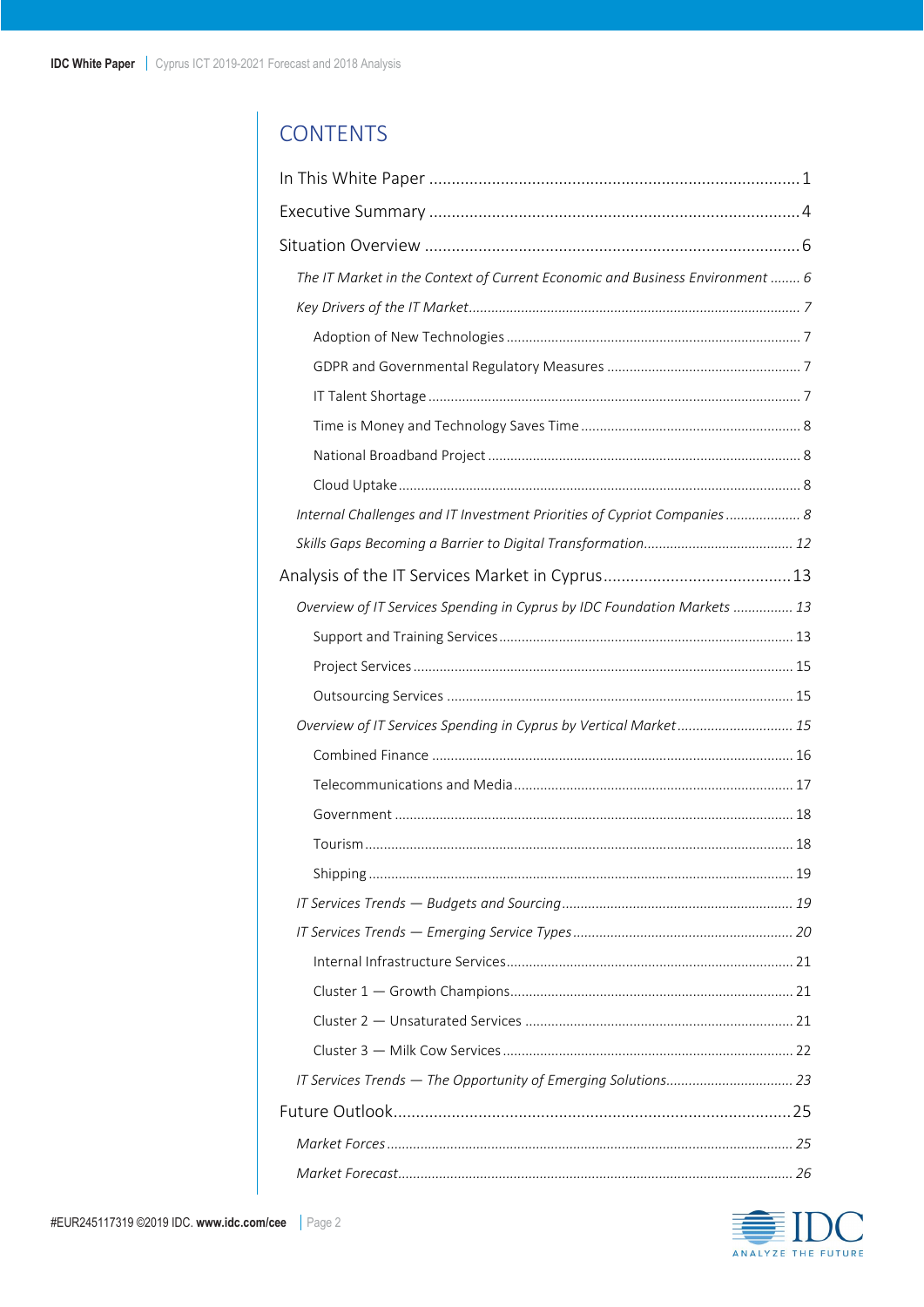# CONTENTS

In This White Paper ........................................................................................ 1

Executive Summary ........................................................................................ 4

Situation Overview ........................................................................................ 6

- *The IT Market in the Context of Current Economic and Business Environment ........ 6*
- *Key Drivers of the IT Market ........................................................................ 7*
  - Adoption of New Technologies ........................................................ 7
  - GDPR and Governmental Regulatory Measures ................................... 7
  - IT Talent Shortage ........................................................................ 7
  - Time is Money and Technology Saves Time ...................................... 8
  - National Broadband Project ............................................................ 8
  - Cloud Uptake ................................................................................ 8
- *Internal Challenges and IT Investment Priorities of Cypriot Companies .................... 8*
- *Skills Gaps Becoming a Barrier to Digital Transformation ....................................... 12*

Analysis of the IT Services Market in Cyprus ........................................... 13

- *Overview of IT Services Spending in Cyprus by IDC Foundation Markets ................ 13*
  - Support and Training Services ....................................................... 13
  - Project Services ............................................................................ 15
  - Outsourcing Services .................................................................... 15
- *Overview of IT Services Spending in Cyprus by Vertical Market ............................... 15*
  - Combined Finance ........................................................................ 16
  - Telecommunications and Media ..................................................... 17
  - Government ................................................................................. 18
  - Tourism ........................................................................................ 18
  - Shipping ....................................................................................... 19
- *IT Services Trends — Budgets and Sourcing ......................................................... 19*
- *IT Services Trends — Emerging Service Types ...................................................... 20*
  - Internal Infrastructure Services ...................................................... 21
  - Cluster 1 — Growth Champions ...................................................... 21
  - Cluster 2 — Unsaturated Services ................................................... 21
  - Cluster 3 — Milk Cow Services ....................................................... 22
- *IT Services Trends — The Opportunity of Emerging Solutions .................................. 23*

Future Outlook ............................................................................................. 25

- *Market Forces ............................................................................................ 25*
- *Market Forecast .......................................................................................... 26*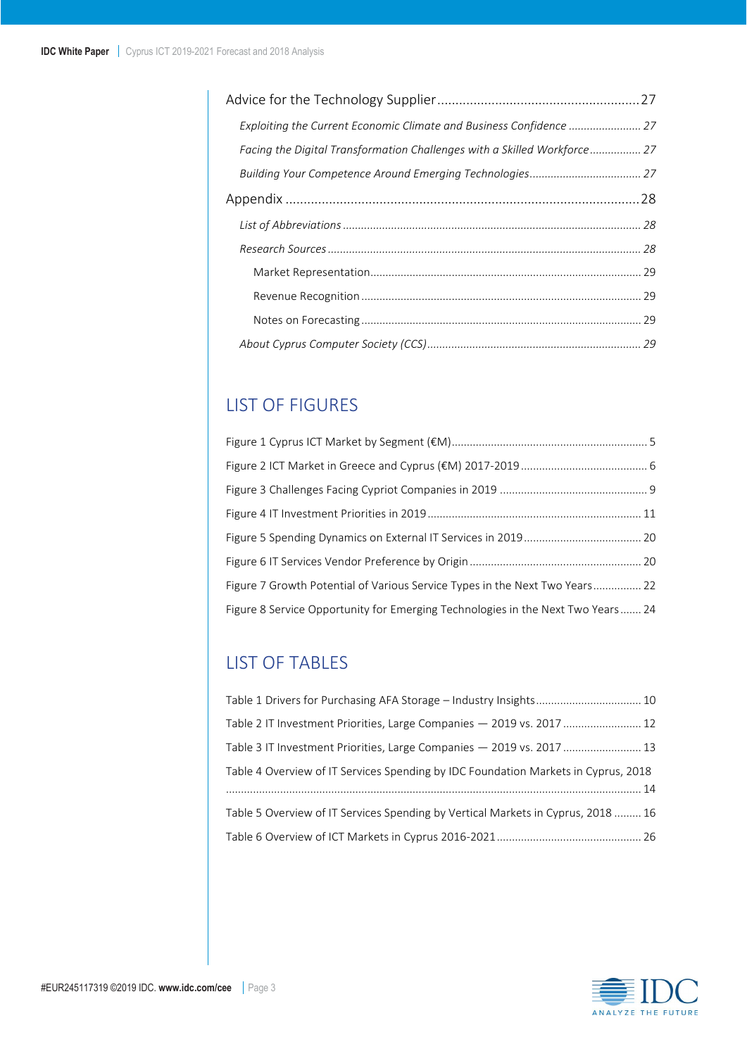Advice for the Technology Supplier ........................................................ 27

*Exploiting the Current Economic Climate and Business Confidence ........................ 27*

*Facing the Digital Transformation Challenges with a Skilled Workforce ................. 27*

*Building Your Competence Around Emerging Technologies ..................................... 27*

Appendix ................................................................................................ 28

*List of Abbreviations ................................................................................................ 28*

*Research Sources ...................................................................................................... 28*

Market Representation ......................................................................................... 29

Revenue Recognition ............................................................................................ 29

Notes on Forecasting ............................................................................................ 29

*About Cyprus Computer Society (CCS) ...................................................................... 29*

## LIST OF FIGURES

Figure 1 Cyprus ICT Market by Segment (€M) ................................................................ 5

Figure 2 ICT Market in Greece and Cyprus (€M) 2017-2019 .......................................... 6

Figure 3 Challenges Facing Cypriot Companies in 2019 ................................................. 9

Figure 4 IT Investment Priorities in 2019 ...................................................................... 11

Figure 5 Spending Dynamics on External IT Services in 2019 ....................................... 20

Figure 6 IT Services Vendor Preference by Origin ........................................................ 20

Figure 7 Growth Potential of Various Service Types in the Next Two Years ................ 22

Figure 8 Service Opportunity for Emerging Technologies in the Next Two Years ....... 24

## LIST OF TABLES

Table 1 Drivers for Purchasing AFA Storage – Industry Insights ................................... 10

Table 2 IT Investment Priorities, Large Companies — 2019 vs. 2017 .......................... 12

Table 3 IT Investment Priorities, Large Companies — 2019 vs. 2017 .......................... 13

Table 4 Overview of IT Services Spending by IDC Foundation Markets in Cyprus, 2018 ......................................................................................................................... 14

Table 5 Overview of IT Services Spending by Vertical Markets in Cyprus, 2018 ......... 16

Table 6 Overview of ICT Markets in Cyprus 2016-2021 ................................................ 26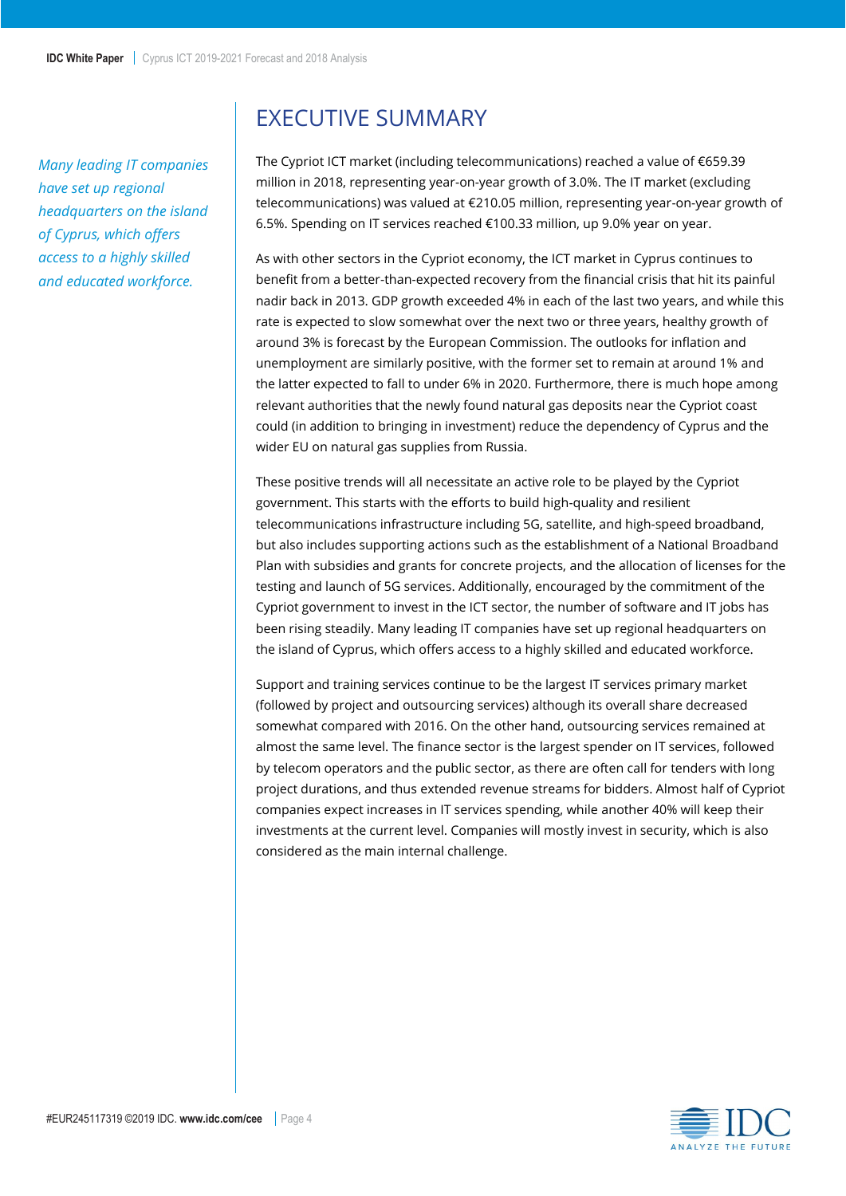*Many leading IT companies have set up regional headquarters on the island of Cyprus, which offers access to a highly skilled and educated workforce.*

# EXECUTIVE SUMMARY

The Cypriot ICT market (including telecommunications) reached a value of €659.39 million in 2018, representing year-on-year growth of 3.0%. The IT market (excluding telecommunications) was valued at €210.05 million, representing year-on-year growth of 6.5%. Spending on IT services reached €100.33 million, up 9.0% year on year.

As with other sectors in the Cypriot economy, the ICT market in Cyprus continues to benefit from a better-than-expected recovery from the financial crisis that hit its painful nadir back in 2013. GDP growth exceeded 4% in each of the last two years, and while this rate is expected to slow somewhat over the next two or three years, healthy growth of around 3% is forecast by the European Commission. The outlooks for inflation and unemployment are similarly positive, with the former set to remain at around 1% and the latter expected to fall to under 6% in 2020. Furthermore, there is much hope among relevant authorities that the newly found natural gas deposits near the Cypriot coast could (in addition to bringing in investment) reduce the dependency of Cyprus and the wider EU on natural gas supplies from Russia.

These positive trends will all necessitate an active role to be played by the Cypriot government. This starts with the efforts to build high-quality and resilient telecommunications infrastructure including 5G, satellite, and high-speed broadband, but also includes supporting actions such as the establishment of a National Broadband Plan with subsidies and grants for concrete projects, and the allocation of licenses for the testing and launch of 5G services. Additionally, encouraged by the commitment of the Cypriot government to invest in the ICT sector, the number of software and IT jobs has been rising steadily. Many leading IT companies have set up regional headquarters on the island of Cyprus, which offers access to a highly skilled and educated workforce.

Support and training services continue to be the largest IT services primary market (followed by project and outsourcing services) although its overall share decreased somewhat compared with 2016. On the other hand, outsourcing services remained at almost the same level. The finance sector is the largest spender on IT services, followed by telecom operators and the public sector, as there are often call for tenders with long project durations, and thus extended revenue streams for bidders. Almost half of Cypriot companies expect increases in IT services spending, while another 40% will keep their investments at the current level. Companies will mostly invest in security, which is also considered as the main internal challenge.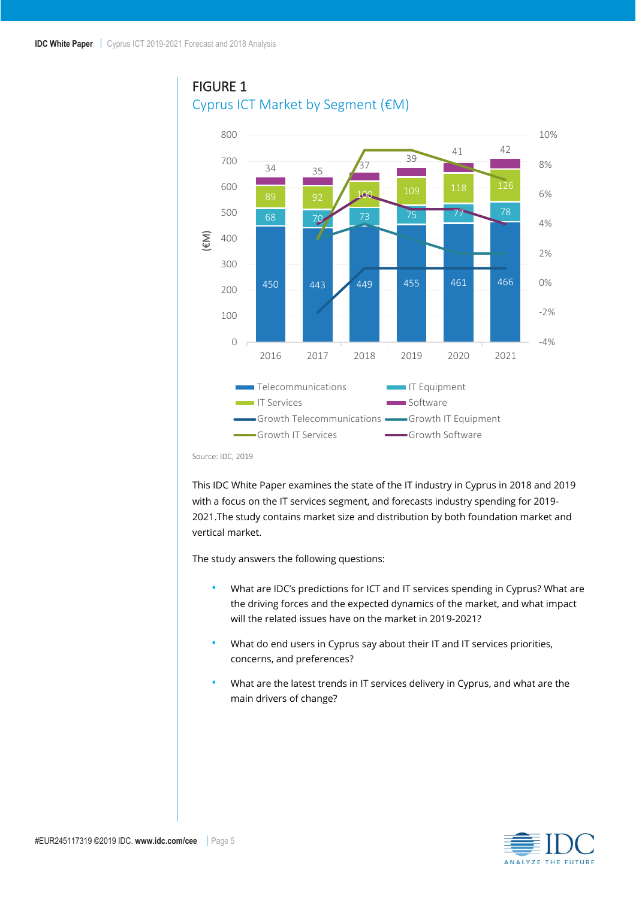FIGURE 1

Cyprus ICT Market by Segment (€M)

| Segment | 2016 | 2017 | 2018 | 2019 | 2020 | 2021 |
|---|---|---|---|---|---|---|
| Telecommunications | 450 | 443 | 449 | 455 | 461 | 466 |
| IT Equipment | 68 | 70 | 73 | 75 | 77 | 78 |
| IT Services | 89 | 92 | 100 | 109 | 118 | 126 |
| Software | 34 | 35 | 37 | 39 | 41 | 42 |

Source: IDC, 2019

This IDC White Paper examines the state of the IT industry in Cyprus in 2018 and 2019 with a focus on the IT services segment, and forecasts industry spending for 2019-2021.The study contains market size and distribution by both foundation market and vertical market.

The study answers the following questions:

- What are IDC's predictions for ICT and IT services spending in Cyprus? What are the driving forces and the expected dynamics of the market, and what impact will the related issues have on the market in 2019-2021?
- What do end users in Cyprus say about their IT and IT services priorities, concerns, and preferences?
- What are the latest trends in IT services delivery in Cyprus, and what are the main drivers of change?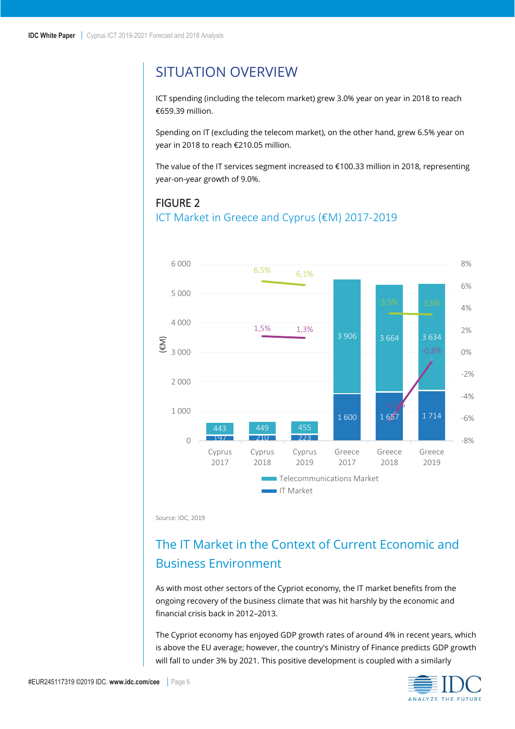# SITUATION OVERVIEW

ICT spending (including the telecom market) grew 3.0% year on year in 2018 to reach €659.39 million.

Spending on IT (excluding the telecom market), on the other hand, grew 6.5% year on year in 2018 to reach €210.05 million.

The value of the IT services segment increased to €100.33 million in 2018, representing year-on-year growth of 9.0%.

## FIGURE 2

### ICT Market in Greece and Cyprus (€M) 2017-2019

| | Cyprus 2017 | Cyprus 2018 | Cyprus 2019 | Greece 2017 | Greece 2018 | Greece 2019 |
|---|---|---|---|---|---|---|
| Telecommunications Market | 443 | 449 | 455 | 3 906 | 3 664 | 3 634 |
| IT Market | 197 | 210 | 223 | 1 600 | 1 657 | 1 714 |

Growth rates shown: Cyprus IT Market 6,5% (2018), 6,1% (2019); Cyprus Telecommunications Market 1,5% (2018), 1,3% (2019); Greece 3,5% (2018), 3,5% (2019); Greece -0,8% (2019).

Source: IDC, 2019

## The IT Market in the Context of Current Economic and Business Environment

As with most other sectors of the Cypriot economy, the IT market benefits from the ongoing recovery of the business climate that was hit harshly by the economic and financial crisis back in 2012–2013.

The Cypriot economy has enjoyed GDP growth rates of around 4% in recent years, which is above the EU average; however, the country's Ministry of Finance predicts GDP growth will fall to under 3% by 2021. This positive development is coupled with a similarly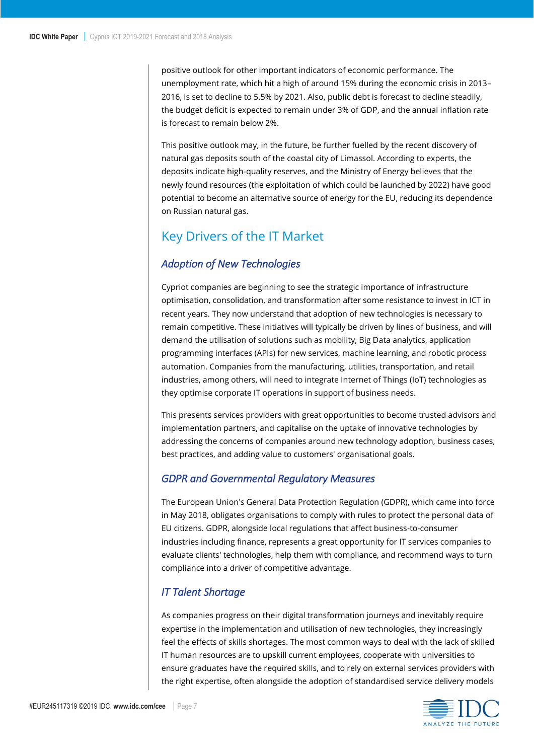positive outlook for other important indicators of economic performance. The unemployment rate, which hit a high of around 15% during the economic crisis in 2013–2016, is set to decline to 5.5% by 2021. Also, public debt is forecast to decline steadily, the budget deficit is expected to remain under 3% of GDP, and the annual inflation rate is forecast to remain below 2%.

This positive outlook may, in the future, be further fuelled by the recent discovery of natural gas deposits south of the coastal city of Limassol. According to experts, the deposits indicate high-quality reserves, and the Ministry of Energy believes that the newly found resources (the exploitation of which could be launched by 2022) have good potential to become an alternative source of energy for the EU, reducing its dependence on Russian natural gas.

## Key Drivers of the IT Market

### *Adoption of New Technologies*

Cypriot companies are beginning to see the strategic importance of infrastructure optimisation, consolidation, and transformation after some resistance to invest in ICT in recent years. They now understand that adoption of new technologies is necessary to remain competitive. These initiatives will typically be driven by lines of business, and will demand the utilisation of solutions such as mobility, Big Data analytics, application programming interfaces (APIs) for new services, machine learning, and robotic process automation. Companies from the manufacturing, utilities, transportation, and retail industries, among others, will need to integrate Internet of Things (IoT) technologies as they optimise corporate IT operations in support of business needs.

This presents services providers with great opportunities to become trusted advisors and implementation partners, and capitalise on the uptake of innovative technologies by addressing the concerns of companies around new technology adoption, business cases, best practices, and adding value to customers' organisational goals.

### *GDPR and Governmental Regulatory Measures*

The European Union's General Data Protection Regulation (GDPR), which came into force in May 2018, obligates organisations to comply with rules to protect the personal data of EU citizens. GDPR, alongside local regulations that affect business-to-consumer industries including finance, represents a great opportunity for IT services companies to evaluate clients' technologies, help them with compliance, and recommend ways to turn compliance into a driver of competitive advantage.

### *IT Talent Shortage*

As companies progress on their digital transformation journeys and inevitably require expertise in the implementation and utilisation of new technologies, they increasingly feel the effects of skills shortages. The most common ways to deal with the lack of skilled IT human resources are to upskill current employees, cooperate with universities to ensure graduates have the required skills, and to rely on external services providers with the right expertise, often alongside the adoption of standardised service delivery models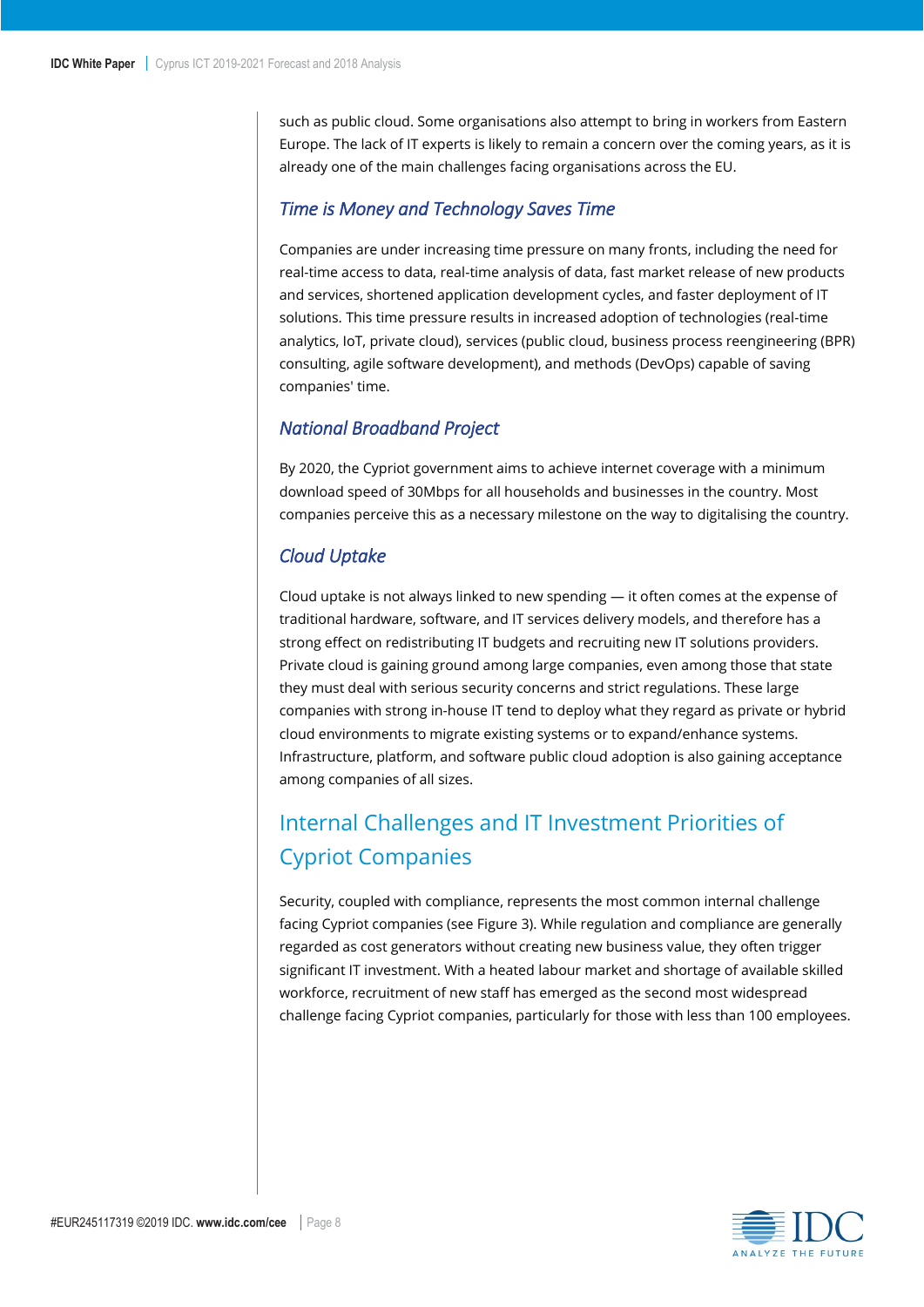such as public cloud. Some organisations also attempt to bring in workers from Eastern Europe. The lack of IT experts is likely to remain a concern over the coming years, as it is already one of the main challenges facing organisations across the EU.

### *Time is Money and Technology Saves Time*

Companies are under increasing time pressure on many fronts, including the need for real-time access to data, real-time analysis of data, fast market release of new products and services, shortened application development cycles, and faster deployment of IT solutions. This time pressure results in increased adoption of technologies (real-time analytics, IoT, private cloud), services (public cloud, business process reengineering (BPR) consulting, agile software development), and methods (DevOps) capable of saving companies' time.

### *National Broadband Project*

By 2020, the Cypriot government aims to achieve internet coverage with a minimum download speed of 30Mbps for all households and businesses in the country. Most companies perceive this as a necessary milestone on the way to digitalising the country.

### *Cloud Uptake*

Cloud uptake is not always linked to new spending — it often comes at the expense of traditional hardware, software, and IT services delivery models, and therefore has a strong effect on redistributing IT budgets and recruiting new IT solutions providers. Private cloud is gaining ground among large companies, even among those that state they must deal with serious security concerns and strict regulations. These large companies with strong in-house IT tend to deploy what they regard as private or hybrid cloud environments to migrate existing systems or to expand/enhance systems. Infrastructure, platform, and software public cloud adoption is also gaining acceptance among companies of all sizes.

## Internal Challenges and IT Investment Priorities of Cypriot Companies

Security, coupled with compliance, represents the most common internal challenge facing Cypriot companies (see Figure 3). While regulation and compliance are generally regarded as cost generators without creating new business value, they often trigger significant IT investment. With a heated labour market and shortage of available skilled workforce, recruitment of new staff has emerged as the second most widespread challenge facing Cypriot companies, particularly for those with less than 100 employees.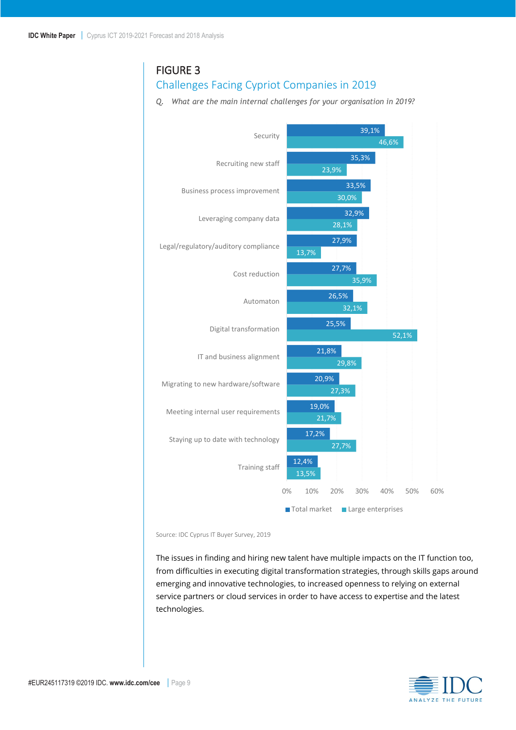## FIGURE 3

### Challenges Facing Cypriot Companies in 2019

*Q. What are the main internal challenges for your organisation in 2019?*

| Challenge | Total market | Large enterprises |
|---|---|---|
| Security | 39,1% | 46,6% |
| Recruiting new staff | 35,3% | 23,9% |
| Business process improvement | 33,5% | 30,0% |
| Leveraging company data | 32,9% | 28,1% |
| Legal/regulatory/auditory compliance | 27,9% | 13,7% |
| Cost reduction | 27,7% | 35,9% |
| Automaton | 26,5% | 32,1% |
| Digital transformation | 25,5% | 52,1% |
| IT and business alignment | 21,8% | 29,8% |
| Migrating to new hardware/software | 20,9% | 27,3% |
| Meeting internal user requirements | 19,0% | 21,7% |
| Staying up to date with technology | 17,2% | 27,7% |
| Training staff | 12,4% | 13,5% |

Source: IDC Cyprus IT Buyer Survey, 2019

The issues in finding and hiring new talent have multiple impacts on the IT function too, from difficulties in executing digital transformation strategies, through skills gaps around emerging and innovative technologies, to increased openness to relying on external service partners or cloud services in order to have access to expertise and the latest technologies.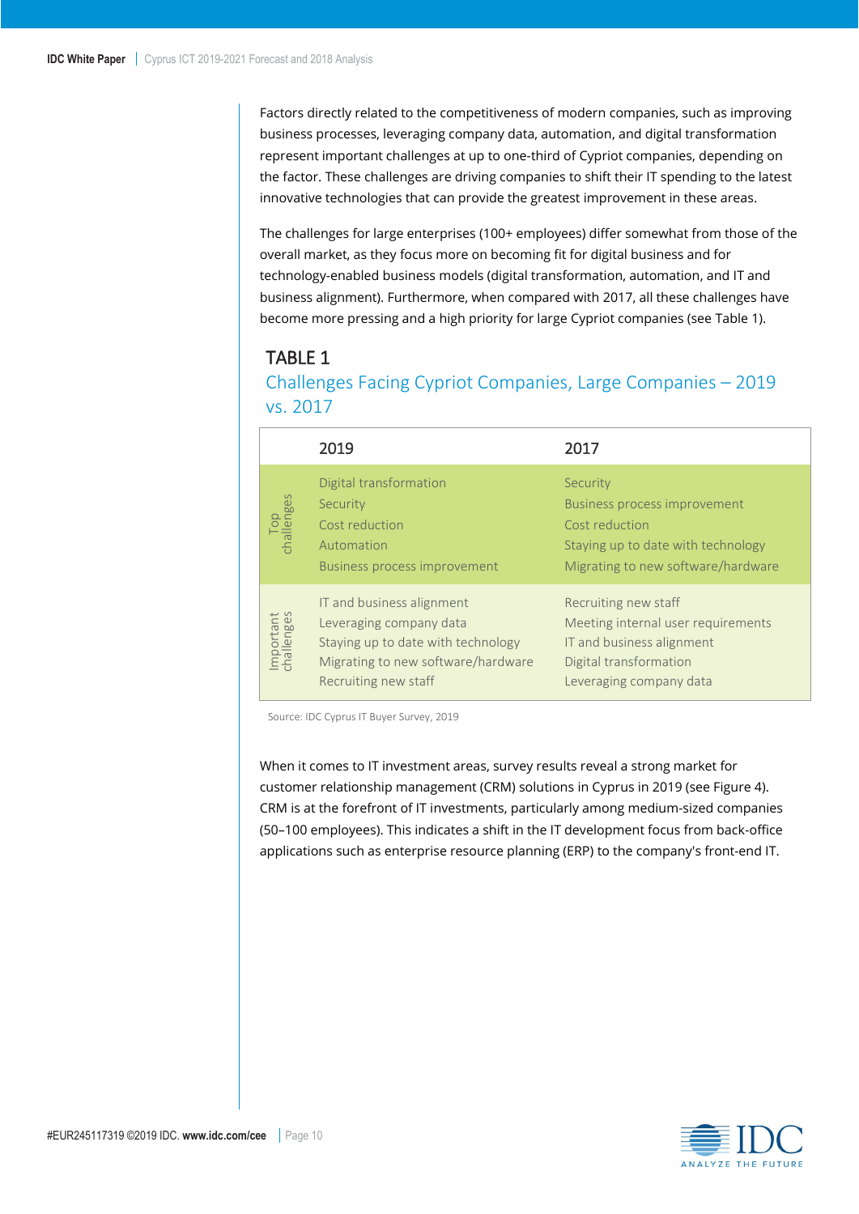Factors directly related to the competitiveness of modern companies, such as improving business processes, leveraging company data, automation, and digital transformation represent important challenges at up to one-third of Cypriot companies, depending on the factor. These challenges are driving companies to shift their IT spending to the latest innovative technologies that can provide the greatest improvement in these areas.

The challenges for large enterprises (100+ employees) differ somewhat from those of the overall market, as they focus more on becoming fit for digital business and for technology-enabled business models (digital transformation, automation, and IT and business alignment). Furthermore, when compared with 2017, all these challenges have become more pressing and a high priority for large Cypriot companies (see Table 1).

## TABLE 1

### Challenges Facing Cypriot Companies, Large Companies – 2019 vs. 2017

| | 2019 | 2017 |
|---|---|---|
| Top challenges | Digital transformation | Security |
| | Security | Business process improvement |
| | Cost reduction | Cost reduction |
| | Automation | Staying up to date with technology |
| | Business process improvement | Migrating to new software/hardware |
| Important challenges | IT and business alignment | Recruiting new staff |
| | Leveraging company data | Meeting internal user requirements |
| | Staying up to date with technology | IT and business alignment |
| | Migrating to new software/hardware | Digital transformation |
| | Recruiting new staff | Leveraging company data |

Source: IDC Cyprus IT Buyer Survey, 2019

When it comes to IT investment areas, survey results reveal a strong market for customer relationship management (CRM) solutions in Cyprus in 2019 (see Figure 4). CRM is at the forefront of IT investments, particularly among medium-sized companies (50–100 employees). This indicates a shift in the IT development focus from back-office applications such as enterprise resource planning (ERP) to the company's front-end IT.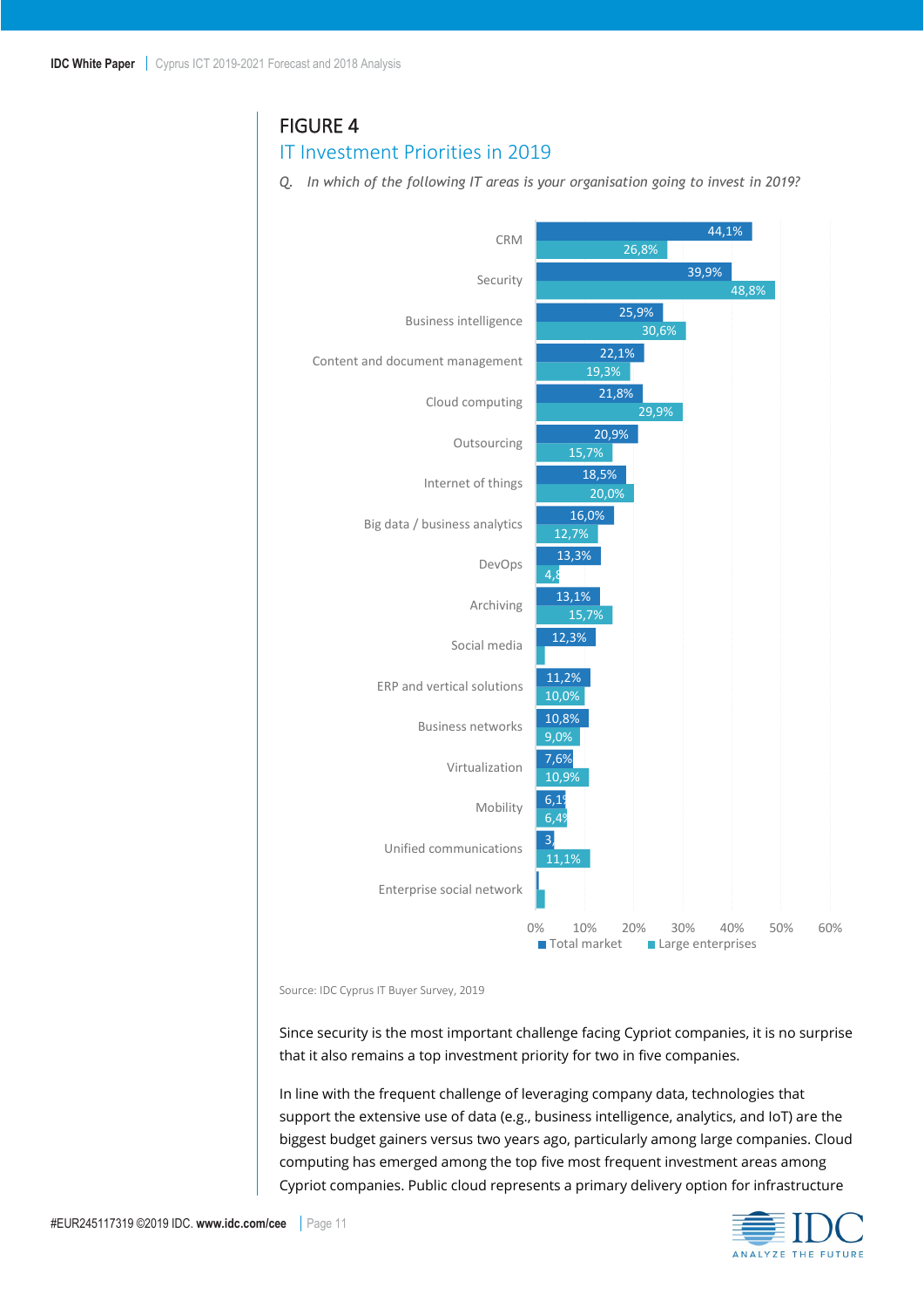## FIGURE 4

### IT Investment Priorities in 2019

*Q. In which of the following IT areas is your organisation going to invest in 2019?*

| IT area | Total market | Large enterprises |
|---|---|---|
| CRM | 44,1% | 26,8% |
| Security | 39,9% | 48,8% |
| Business intelligence | 25,9% | 30,6% |
| Content and document management | 22,1% | 19,3% |
| Cloud computing | 21,8% | 29,9% |
| Outsourcing | 20,9% | 15,7% |
| Internet of things | 18,5% | 20,0% |
| Big data / business analytics | 16,0% | 12,7% |
| DevOps | 13,3% | 4,8 |
| Archiving | 13,1% | 15,7% |
| Social media | 12,3% | |
| ERP and vertical solutions | 11,2% | 10,0% |
| Business networks | 10,8% | 9,0% |
| Virtualization | 7,6% | 10,9% |
| Mobility | 6,1 | 6,4 |
| Unified communications | 3, | 11,1% |
| Enterprise social network | | |

Source: IDC Cyprus IT Buyer Survey, 2019

Since security is the most important challenge facing Cypriot companies, it is no surprise that it also remains a top investment priority for two in five companies.

In line with the frequent challenge of leveraging company data, technologies that support the extensive use of data (e.g., business intelligence, analytics, and IoT) are the biggest budget gainers versus two years ago, particularly among large companies. Cloud computing has emerged among the top five most frequent investment areas among Cypriot companies. Public cloud represents a primary delivery option for infrastructure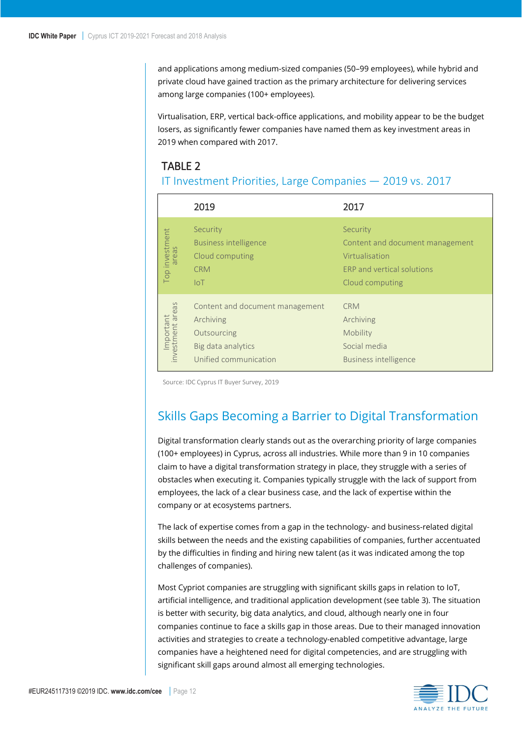and applications among medium-sized companies (50–99 employees), while hybrid and private cloud have gained traction as the primary architecture for delivering services among large companies (100+ employees).

Virtualisation, ERP, vertical back-office applications, and mobility appear to be the budget losers, as significantly fewer companies have named them as key investment areas in 2019 when compared with 2017.

## TABLE 2

### IT Investment Priorities, Large Companies — 2019 vs. 2017

| | 2019 | 2017 |
|---|---|---|
| Top investment areas | Security | Security |
| | Business intelligence | Content and document management |
| | Cloud computing | Virtualisation |
| | CRM | ERP and vertical solutions |
| | IoT | Cloud computing |
| Important investment areas | Content and document management | CRM |
| | Archiving | Archiving |
| | Outsourcing | Mobility |
| | Big data analytics | Social media |
| | Unified communication | Business intelligence |

Source: IDC Cyprus IT Buyer Survey, 2019

## Skills Gaps Becoming a Barrier to Digital Transformation

Digital transformation clearly stands out as the overarching priority of large companies (100+ employees) in Cyprus, across all industries. While more than 9 in 10 companies claim to have a digital transformation strategy in place, they struggle with a series of obstacles when executing it. Companies typically struggle with the lack of support from employees, the lack of a clear business case, and the lack of expertise within the company or at ecosystems partners.

The lack of expertise comes from a gap in the technology- and business-related digital skills between the needs and the existing capabilities of companies, further accentuated by the difficulties in finding and hiring new talent (as it was indicated among the top challenges of companies).

Most Cypriot companies are struggling with significant skills gaps in relation to IoT, artificial intelligence, and traditional application development (see table 3). The situation is better with security, big data analytics, and cloud, although nearly one in four companies continue to face a skills gap in those areas. Due to their managed innovation activities and strategies to create a technology-enabled competitive advantage, large companies have a heightened need for digital competencies, and are struggling with significant skill gaps around almost all emerging technologies.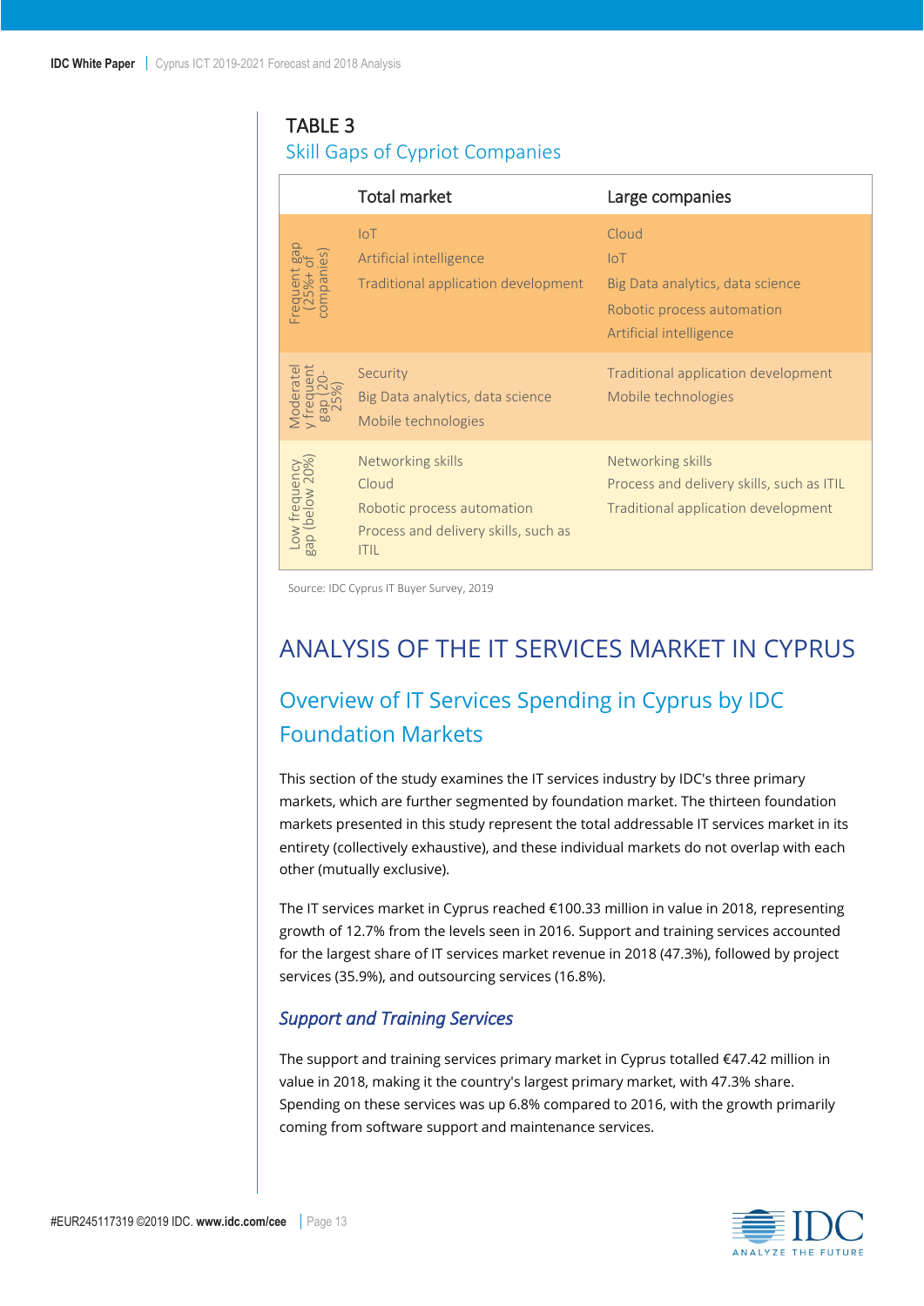TABLE 3

Skill Gaps of Cypriot Companies

| | Total market | Large companies |
|---|---|---|
| Frequent gap (25%+ of companies) | IoT<br>Artificial intelligence<br>Traditional application development | Cloud<br>IoT<br>Big Data analytics, data science<br>Robotic process automation<br>Artificial intelligence |
| Moderately frequent gap (20-25%) | Security<br>Big Data analytics, data science<br>Mobile technologies | Traditional application development<br>Mobile technologies |
| Low frequency gap (below 20%) | Networking skills<br>Cloud<br>Robotic process automation<br>Process and delivery skills, such as ITIL | Networking skills<br>Process and delivery skills, such as ITIL<br>Traditional application development |

Source: IDC Cyprus IT Buyer Survey, 2019

# ANALYSIS OF THE IT SERVICES MARKET IN CYPRUS

## Overview of IT Services Spending in Cyprus by IDC Foundation Markets

This section of the study examines the IT services industry by IDC's three primary markets, which are further segmented by foundation market. The thirteen foundation markets presented in this study represent the total addressable IT services market in its entirety (collectively exhaustive), and these individual markets do not overlap with each other (mutually exclusive).

The IT services market in Cyprus reached €100.33 million in value in 2018, representing growth of 12.7% from the levels seen in 2016. Support and training services accounted for the largest share of IT services market revenue in 2018 (47.3%), followed by project services (35.9%), and outsourcing services (16.8%).

### *Support and Training Services*

The support and training services primary market in Cyprus totalled €47.42 million in value in 2018, making it the country's largest primary market, with 47.3% share. Spending on these services was up 6.8% compared to 2016, with the growth primarily coming from software support and maintenance services.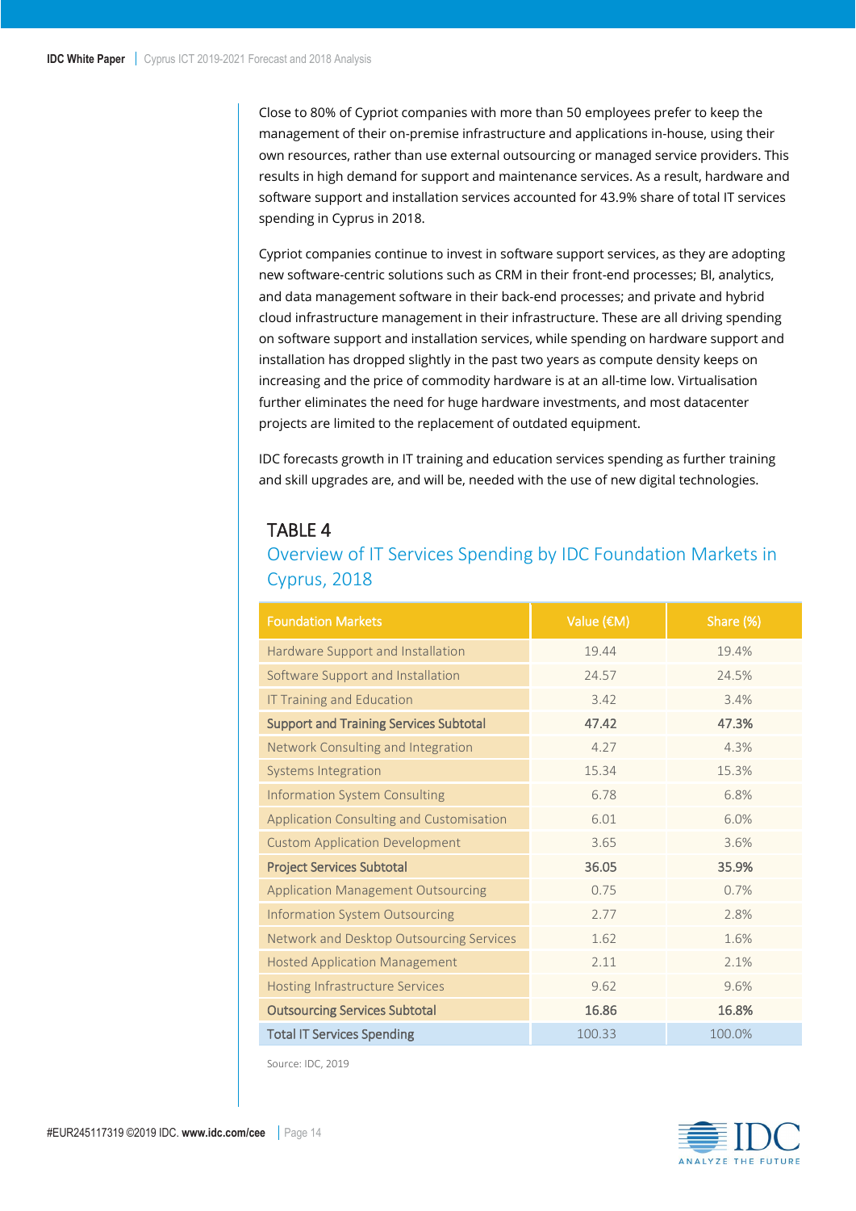Close to 80% of Cypriot companies with more than 50 employees prefer to keep the management of their on-premise infrastructure and applications in-house, using their own resources, rather than use external outsourcing or managed service providers. This results in high demand for support and maintenance services. As a result, hardware and software support and installation services accounted for 43.9% share of total IT services spending in Cyprus in 2018.

Cypriot companies continue to invest in software support services, as they are adopting new software-centric solutions such as CRM in their front-end processes; BI, analytics, and data management software in their back-end processes; and private and hybrid cloud infrastructure management in their infrastructure. These are all driving spending on software support and installation services, while spending on hardware support and installation has dropped slightly in the past two years as compute density keeps on increasing and the price of commodity hardware is at an all-time low. Virtualisation further eliminates the need for huge hardware investments, and most datacenter projects are limited to the replacement of outdated equipment.

IDC forecasts growth in IT training and education services spending as further training and skill upgrades are, and will be, needed with the use of new digital technologies.

## TABLE 4

### Overview of IT Services Spending by IDC Foundation Markets in Cyprus, 2018

| Foundation Markets | Value (€M) | Share (%) |
|---|---|---|
| Hardware Support and Installation | 19.44 | 19.4% |
| Software Support and Installation | 24.57 | 24.5% |
| IT Training and Education | 3.42 | 3.4% |
| **Support and Training Services Subtotal** | **47.42** | **47.3%** |
| Network Consulting and Integration | 4.27 | 4.3% |
| Systems Integration | 15.34 | 15.3% |
| Information System Consulting | 6.78 | 6.8% |
| Application Consulting and Customisation | 6.01 | 6.0% |
| Custom Application Development | 3.65 | 3.6% |
| **Project Services Subtotal** | **36.05** | **35.9%** |
| Application Management Outsourcing | 0.75 | 0.7% |
| Information System Outsourcing | 2.77 | 2.8% |
| Network and Desktop Outsourcing Services | 1.62 | 1.6% |
| Hosted Application Management | 2.11 | 2.1% |
| Hosting Infrastructure Services | 9.62 | 9.6% |
| **Outsourcing Services Subtotal** | **16.86** | **16.8%** |
| **Total IT Services Spending** | 100.33 | 100.0% |

Source: IDC, 2019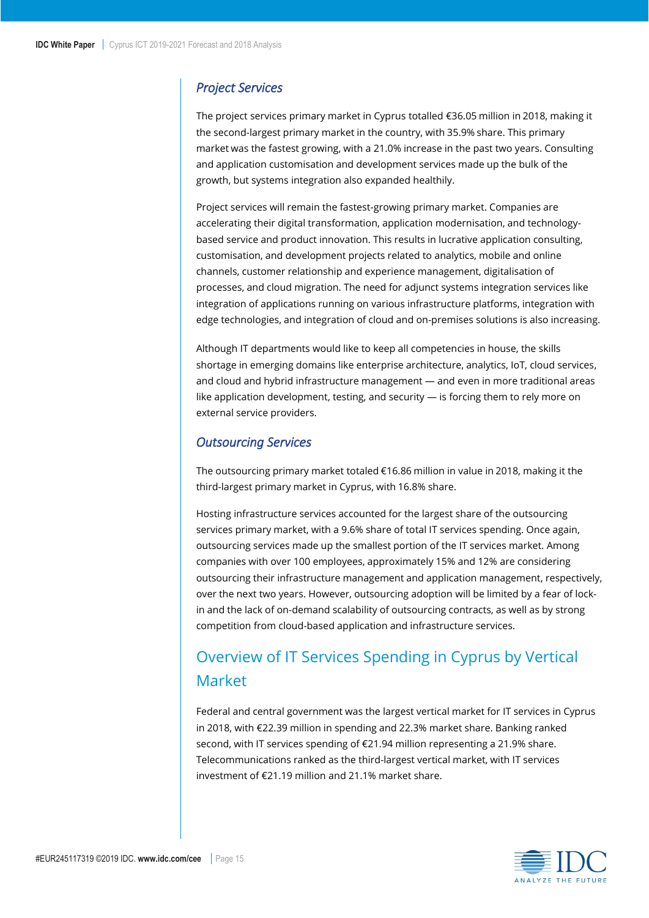### *Project Services*

The project services primary market in Cyprus totalled €36.05 million in 2018, making it the second-largest primary market in the country, with 35.9% share. This primary market was the fastest growing, with a 21.0% increase in the past two years. Consulting and application customisation and development services made up the bulk of the growth, but systems integration also expanded healthily.

Project services will remain the fastest-growing primary market. Companies are accelerating their digital transformation, application modernisation, and technology-based service and product innovation. This results in lucrative application consulting, customisation, and development projects related to analytics, mobile and online channels, customer relationship and experience management, digitalisation of processes, and cloud migration. The need for adjunct systems integration services like integration of applications running on various infrastructure platforms, integration with edge technologies, and integration of cloud and on-premises solutions is also increasing.

Although IT departments would like to keep all competencies in house, the skills shortage in emerging domains like enterprise architecture, analytics, IoT, cloud services, and cloud and hybrid infrastructure management — and even in more traditional areas like application development, testing, and security — is forcing them to rely more on external service providers.

### *Outsourcing Services*

The outsourcing primary market totaled €16.86 million in value in 2018, making it the third-largest primary market in Cyprus, with 16.8% share.

Hosting infrastructure services accounted for the largest share of the outsourcing services primary market, with a 9.6% share of total IT services spending. Once again, outsourcing services made up the smallest portion of the IT services market. Among companies with over 100 employees, approximately 15% and 12% are considering outsourcing their infrastructure management and application management, respectively, over the next two years. However, outsourcing adoption will be limited by a fear of lock-in and the lack of on-demand scalability of outsourcing contracts, as well as by strong competition from cloud-based application and infrastructure services.

## Overview of IT Services Spending in Cyprus by Vertical Market

Federal and central government was the largest vertical market for IT services in Cyprus in 2018, with €22.39 million in spending and 22.3% market share. Banking ranked second, with IT services spending of €21.94 million representing a 21.9% share. Telecommunications ranked as the third-largest vertical market, with IT services investment of €21.19 million and 21.1% market share.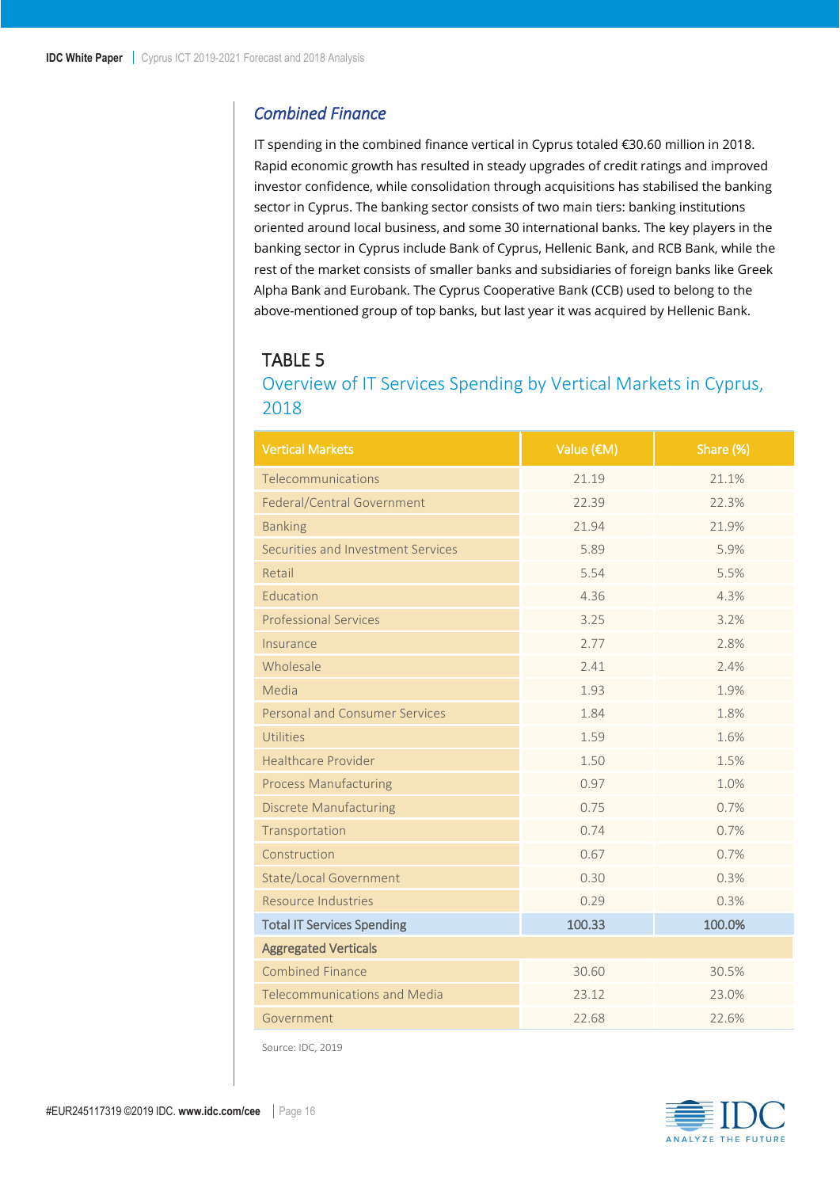### *Combined Finance*

IT spending in the combined finance vertical in Cyprus totaled €30.60 million in 2018. Rapid economic growth has resulted in steady upgrades of credit ratings and improved investor confidence, while consolidation through acquisitions has stabilised the banking sector in Cyprus. The banking sector consists of two main tiers: banking institutions oriented around local business, and some 30 international banks. The key players in the banking sector in Cyprus include Bank of Cyprus, Hellenic Bank, and RCB Bank, while the rest of the market consists of smaller banks and subsidiaries of foreign banks like Greek Alpha Bank and Eurobank. The Cyprus Cooperative Bank (CCB) used to belong to the above-mentioned group of top banks, but last year it was acquired by Hellenic Bank.

TABLE 5

Overview of IT Services Spending by Vertical Markets in Cyprus, 2018

| Vertical Markets | Value (€M) | Share (%) |
|---|---|---|
| Telecommunications | 21.19 | 21.1% |
| Federal/Central Government | 22.39 | 22.3% |
| Banking | 21.94 | 21.9% |
| Securities and Investment Services | 5.89 | 5.9% |
| Retail | 5.54 | 5.5% |
| Education | 4.36 | 4.3% |
| Professional Services | 3.25 | 3.2% |
| Insurance | 2.77 | 2.8% |
| Wholesale | 2.41 | 2.4% |
| Media | 1.93 | 1.9% |
| Personal and Consumer Services | 1.84 | 1.8% |
| Utilities | 1.59 | 1.6% |
| Healthcare Provider | 1.50 | 1.5% |
| Process Manufacturing | 0.97 | 1.0% |
| Discrete Manufacturing | 0.75 | 0.7% |
| Transportation | 0.74 | 0.7% |
| Construction | 0.67 | 0.7% |
| State/Local Government | 0.30 | 0.3% |
| Resource Industries | 0.29 | 0.3% |
| **Total IT Services Spending** | **100.33** | **100.0%** |
| **Aggregated Verticals** | | |
| Combined Finance | 30.60 | 30.5% |
| Telecommunications and Media | 23.12 | 23.0% |
| Government | 22.68 | 22.6% |

Source: IDC, 2019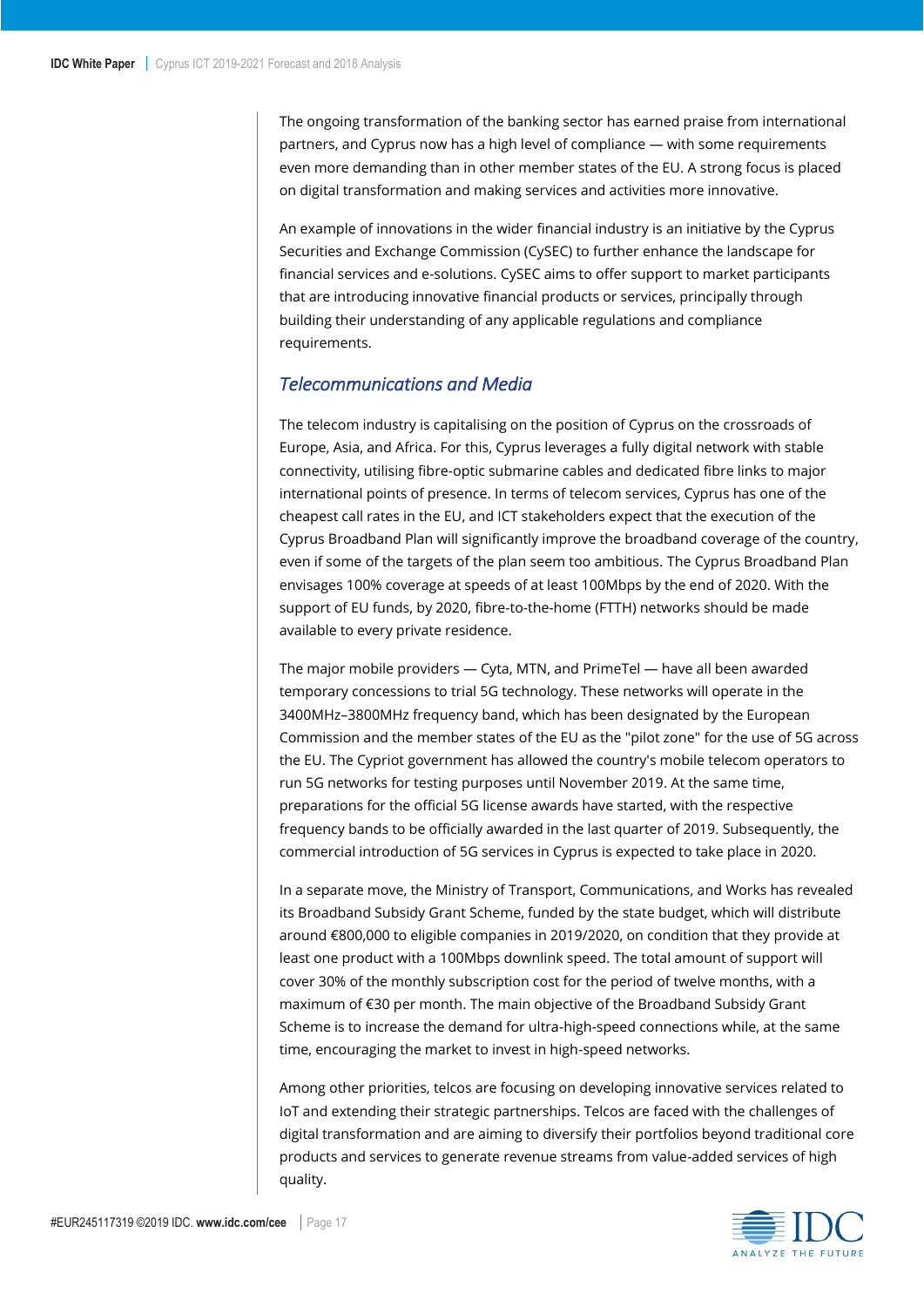The ongoing transformation of the banking sector has earned praise from international partners, and Cyprus now has a high level of compliance — with some requirements even more demanding than in other member states of the EU. A strong focus is placed on digital transformation and making services and activities more innovative.

An example of innovations in the wider financial industry is an initiative by the Cyprus Securities and Exchange Commission (CySEC) to further enhance the landscape for financial services and e-solutions. CySEC aims to offer support to market participants that are introducing innovative financial products or services, principally through building their understanding of any applicable regulations and compliance requirements.

### *Telecommunications and Media*

The telecom industry is capitalising on the position of Cyprus on the crossroads of Europe, Asia, and Africa. For this, Cyprus leverages a fully digital network with stable connectivity, utilising fibre-optic submarine cables and dedicated fibre links to major international points of presence. In terms of telecom services, Cyprus has one of the cheapest call rates in the EU, and ICT stakeholders expect that the execution of the Cyprus Broadband Plan will significantly improve the broadband coverage of the country, even if some of the targets of the plan seem too ambitious. The Cyprus Broadband Plan envisages 100% coverage at speeds of at least 100Mbps by the end of 2020. With the support of EU funds, by 2020, fibre-to-the-home (FTTH) networks should be made available to every private residence.

The major mobile providers — Cyta, MTN, and PrimeTel — have all been awarded temporary concessions to trial 5G technology. These networks will operate in the 3400MHz–3800MHz frequency band, which has been designated by the European Commission and the member states of the EU as the "pilot zone" for the use of 5G across the EU. The Cypriot government has allowed the country's mobile telecom operators to run 5G networks for testing purposes until November 2019. At the same time, preparations for the official 5G license awards have started, with the respective frequency bands to be officially awarded in the last quarter of 2019. Subsequently, the commercial introduction of 5G services in Cyprus is expected to take place in 2020.

In a separate move, the Ministry of Transport, Communications, and Works has revealed its Broadband Subsidy Grant Scheme, funded by the state budget, which will distribute around €800,000 to eligible companies in 2019/2020, on condition that they provide at least one product with a 100Mbps downlink speed. The total amount of support will cover 30% of the monthly subscription cost for the period of twelve months, with a maximum of €30 per month. The main objective of the Broadband Subsidy Grant Scheme is to increase the demand for ultra-high-speed connections while, at the same time, encouraging the market to invest in high-speed networks.

Among other priorities, telcos are focusing on developing innovative services related to IoT and extending their strategic partnerships. Telcos are faced with the challenges of digital transformation and are aiming to diversify their portfolios beyond traditional core products and services to generate revenue streams from value-added services of high quality.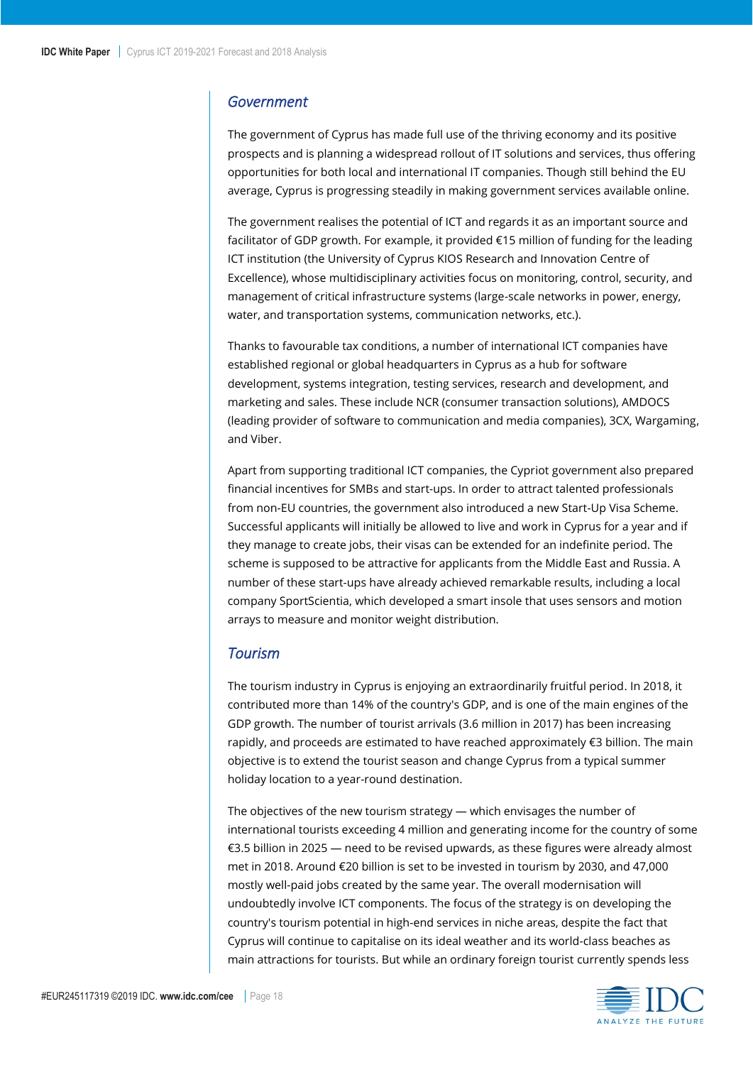## Government

The government of Cyprus has made full use of the thriving economy and its positive prospects and is planning a widespread rollout of IT solutions and services, thus offering opportunities for both local and international IT companies. Though still behind the EU average, Cyprus is progressing steadily in making government services available online.

The government realises the potential of ICT and regards it as an important source and facilitator of GDP growth. For example, it provided €15 million of funding for the leading ICT institution (the University of Cyprus KIOS Research and Innovation Centre of Excellence), whose multidisciplinary activities focus on monitoring, control, security, and management of critical infrastructure systems (large-scale networks in power, energy, water, and transportation systems, communication networks, etc.).

Thanks to favourable tax conditions, a number of international ICT companies have established regional or global headquarters in Cyprus as a hub for software development, systems integration, testing services, research and development, and marketing and sales. These include NCR (consumer transaction solutions), AMDOCS (leading provider of software to communication and media companies), 3CX, Wargaming, and Viber.

Apart from supporting traditional ICT companies, the Cypriot government also prepared financial incentives for SMBs and start-ups. In order to attract talented professionals from non-EU countries, the government also introduced a new Start-Up Visa Scheme. Successful applicants will initially be allowed to live and work in Cyprus for a year and if they manage to create jobs, their visas can be extended for an indefinite period. The scheme is supposed to be attractive for applicants from the Middle East and Russia. A number of these start-ups have already achieved remarkable results, including a local company SportScientia, which developed a smart insole that uses sensors and motion arrays to measure and monitor weight distribution.

## Tourism

The tourism industry in Cyprus is enjoying an extraordinarily fruitful period. In 2018, it contributed more than 14% of the country's GDP, and is one of the main engines of the GDP growth. The number of tourist arrivals (3.6 million in 2017) has been increasing rapidly, and proceeds are estimated to have reached approximately €3 billion. The main objective is to extend the tourist season and change Cyprus from a typical summer holiday location to a year-round destination.

The objectives of the new tourism strategy — which envisages the number of international tourists exceeding 4 million and generating income for the country of some €3.5 billion in 2025 — need to be revised upwards, as these figures were already almost met in 2018. Around €20 billion is set to be invested in tourism by 2030, and 47,000 mostly well-paid jobs created by the same year. The overall modernisation will undoubtedly involve ICT components. The focus of the strategy is on developing the country's tourism potential in high-end services in niche areas, despite the fact that Cyprus will continue to capitalise on its ideal weather and its world-class beaches as main attractions for tourists. But while an ordinary foreign tourist currently spends less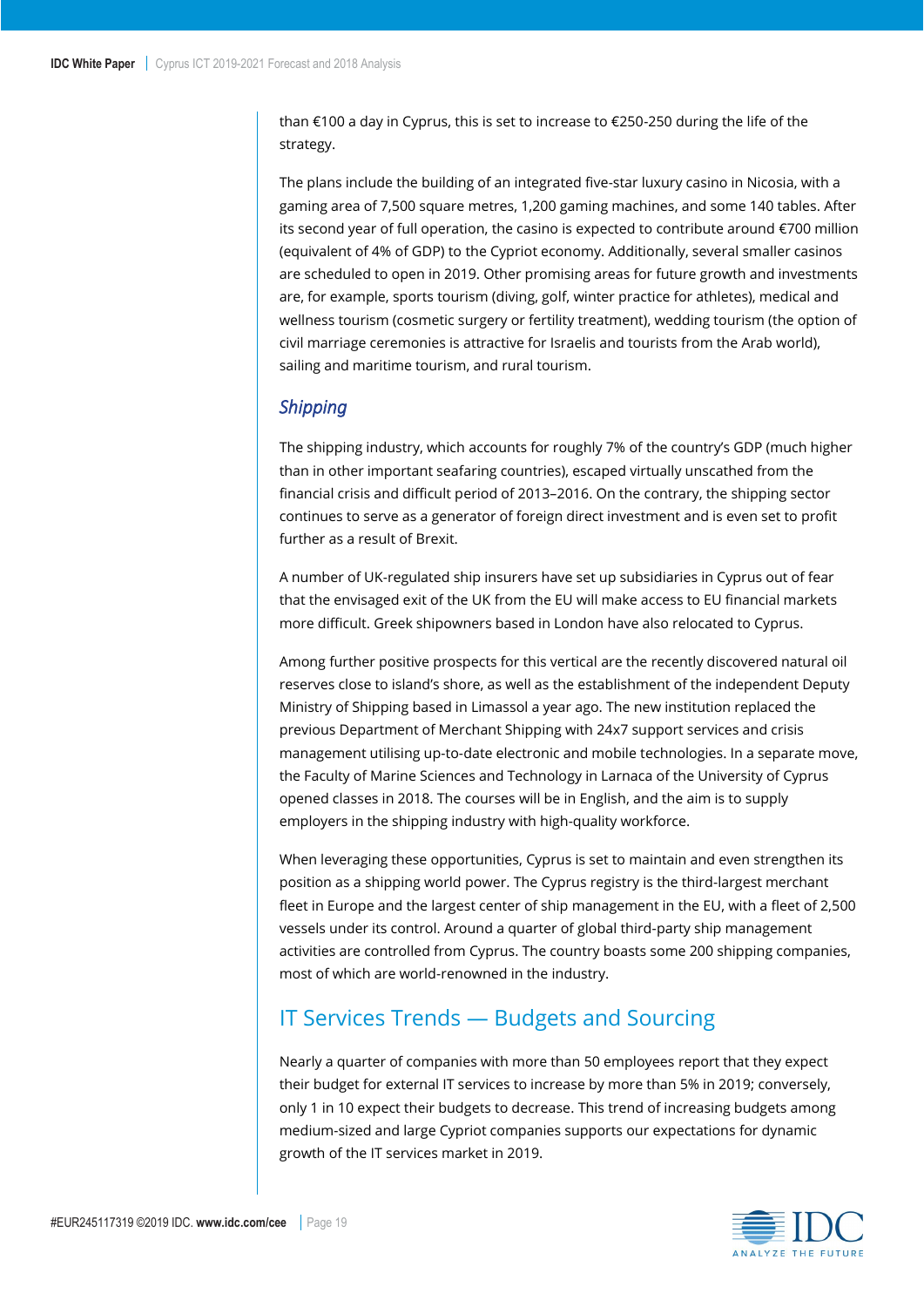than €100 a day in Cyprus, this is set to increase to €250-250 during the life of the strategy.

The plans include the building of an integrated five-star luxury casino in Nicosia, with a gaming area of 7,500 square metres, 1,200 gaming machines, and some 140 tables. After its second year of full operation, the casino is expected to contribute around €700 million (equivalent of 4% of GDP) to the Cypriot economy. Additionally, several smaller casinos are scheduled to open in 2019. Other promising areas for future growth and investments are, for example, sports tourism (diving, golf, winter practice for athletes), medical and wellness tourism (cosmetic surgery or fertility treatment), wedding tourism (the option of civil marriage ceremonies is attractive for Israelis and tourists from the Arab world), sailing and maritime tourism, and rural tourism.

### *Shipping*

The shipping industry, which accounts for roughly 7% of the country's GDP (much higher than in other important seafaring countries), escaped virtually unscathed from the financial crisis and difficult period of 2013–2016. On the contrary, the shipping sector continues to serve as a generator of foreign direct investment and is even set to profit further as a result of Brexit.

A number of UK-regulated ship insurers have set up subsidiaries in Cyprus out of fear that the envisaged exit of the UK from the EU will make access to EU financial markets more difficult. Greek shipowners based in London have also relocated to Cyprus.

Among further positive prospects for this vertical are the recently discovered natural oil reserves close to island's shore, as well as the establishment of the independent Deputy Ministry of Shipping based in Limassol a year ago. The new institution replaced the previous Department of Merchant Shipping with 24x7 support services and crisis management utilising up-to-date electronic and mobile technologies. In a separate move, the Faculty of Marine Sciences and Technology in Larnaca of the University of Cyprus opened classes in 2018. The courses will be in English, and the aim is to supply employers in the shipping industry with high-quality workforce.

When leveraging these opportunities, Cyprus is set to maintain and even strengthen its position as a shipping world power. The Cyprus registry is the third-largest merchant fleet in Europe and the largest center of ship management in the EU, with a fleet of 2,500 vessels under its control. Around a quarter of global third-party ship management activities are controlled from Cyprus. The country boasts some 200 shipping companies, most of which are world-renowned in the industry.

## IT Services Trends — Budgets and Sourcing

Nearly a quarter of companies with more than 50 employees report that they expect their budget for external IT services to increase by more than 5% in 2019; conversely, only 1 in 10 expect their budgets to decrease. This trend of increasing budgets among medium-sized and large Cypriot companies supports our expectations for dynamic growth of the IT services market in 2019.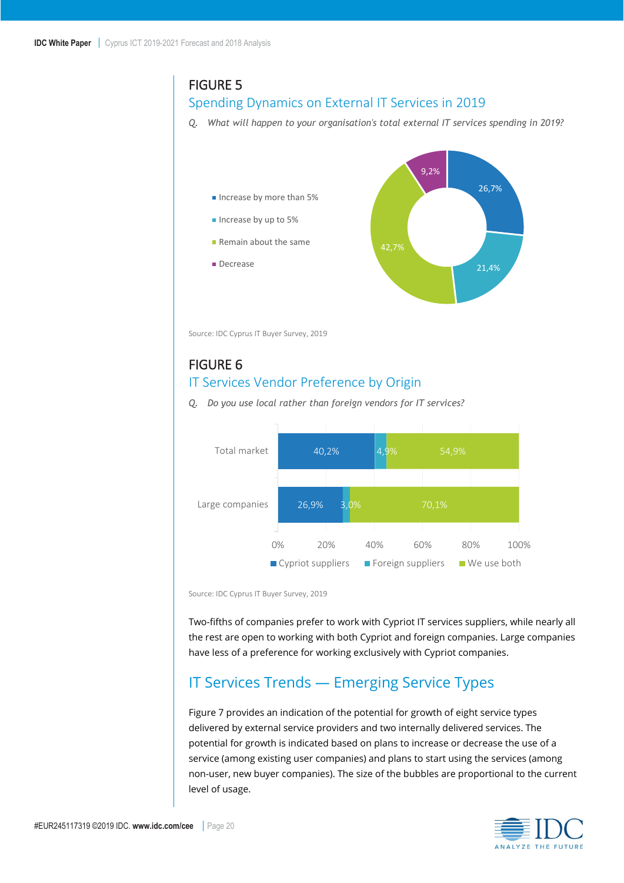## FIGURE 5

### Spending Dynamics on External IT Services in 2019

*Q. What will happen to your organisation's total external IT services spending in 2019?*

| Response | Share |
|---|---|
| Increase by more than 5% | 26,7% |
| Increase by up to 5% | 21,4% |
| Remain about the same | 42,7% |
| Decrease | 9,2% |

Source: IDC Cyprus IT Buyer Survey, 2019

## FIGURE 6

### IT Services Vendor Preference by Origin

*Q. Do you use local rather than foreign vendors for IT services?*

| | Cypriot suppliers | Foreign suppliers | We use both |
|---|---|---|---|
| Total market | 40,2% | 4,9% | 54,9% |
| Large companies | 26,9% | 3,0% | 70,1% |

Source: IDC Cyprus IT Buyer Survey, 2019

Two-fifths of companies prefer to work with Cypriot IT services suppliers, while nearly all the rest are open to working with both Cypriot and foreign companies. Large companies have less of a preference for working exclusively with Cypriot companies.

## IT Services Trends — Emerging Service Types

Figure 7 provides an indication of the potential for growth of eight service types delivered by external service providers and two internally delivered services. The potential for growth is indicated based on plans to increase or decrease the use of a service (among existing user companies) and plans to start using the services (among non-user, new buyer companies). The size of the bubbles are proportional to the current level of usage.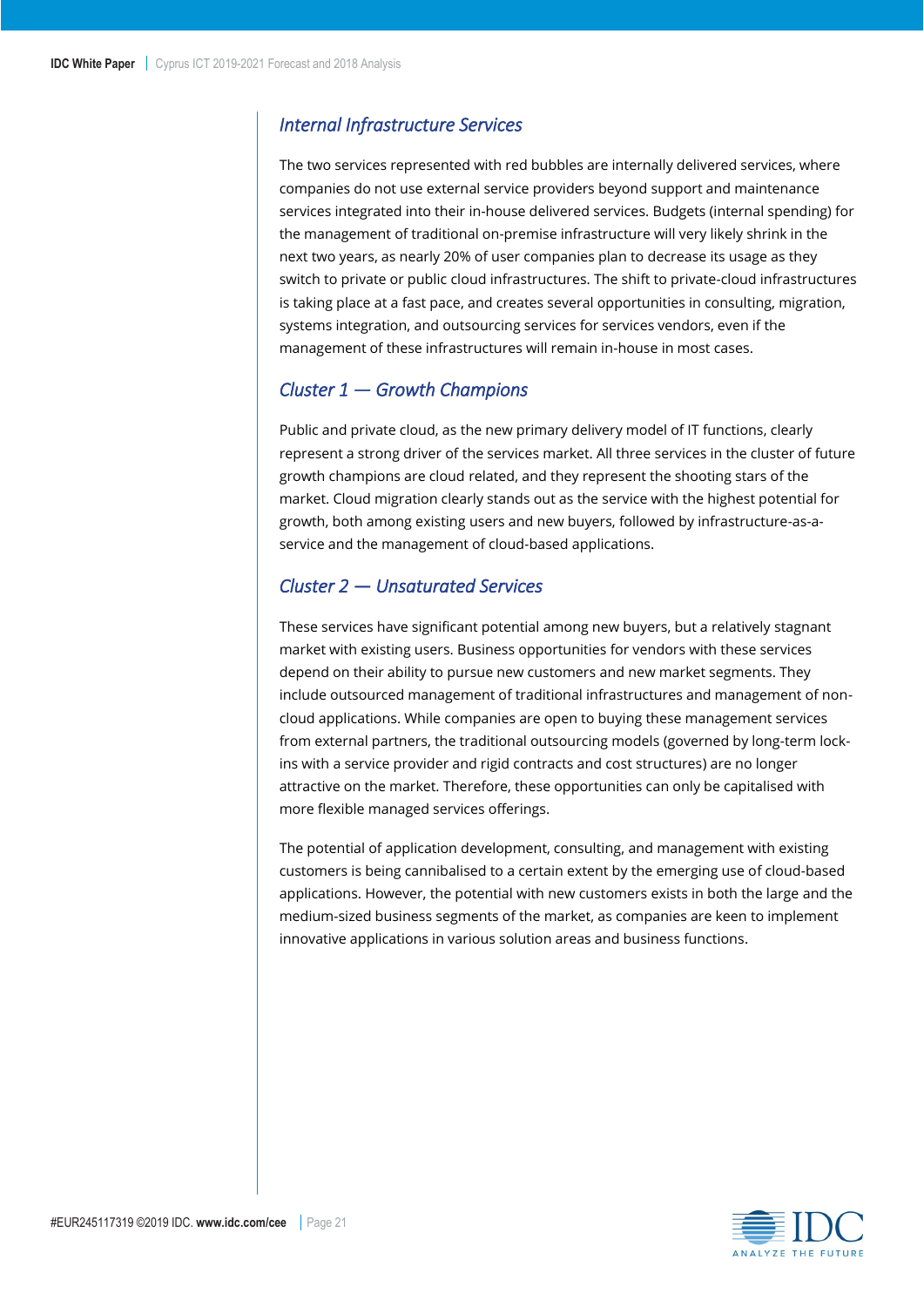### *Internal Infrastructure Services*

The two services represented with red bubbles are internally delivered services, where companies do not use external service providers beyond support and maintenance services integrated into their in-house delivered services. Budgets (internal spending) for the management of traditional on-premise infrastructure will very likely shrink in the next two years, as nearly 20% of user companies plan to decrease its usage as they switch to private or public cloud infrastructures. The shift to private-cloud infrastructures is taking place at a fast pace, and creates several opportunities in consulting, migration, systems integration, and outsourcing services for services vendors, even if the management of these infrastructures will remain in-house in most cases.

### *Cluster 1 — Growth Champions*

Public and private cloud, as the new primary delivery model of IT functions, clearly represent a strong driver of the services market. All three services in the cluster of future growth champions are cloud related, and they represent the shooting stars of the market. Cloud migration clearly stands out as the service with the highest potential for growth, both among existing users and new buyers, followed by infrastructure-as-a-service and the management of cloud-based applications.

### *Cluster 2 — Unsaturated Services*

These services have significant potential among new buyers, but a relatively stagnant market with existing users. Business opportunities for vendors with these services depend on their ability to pursue new customers and new market segments. They include outsourced management of traditional infrastructures and management of non-cloud applications. While companies are open to buying these management services from external partners, the traditional outsourcing models (governed by long-term lock-ins with a service provider and rigid contracts and cost structures) are no longer attractive on the market. Therefore, these opportunities can only be capitalised with more flexible managed services offerings.

The potential of application development, consulting, and management with existing customers is being cannibalised to a certain extent by the emerging use of cloud-based applications. However, the potential with new customers exists in both the large and the medium-sized business segments of the market, as companies are keen to implement innovative applications in various solution areas and business functions.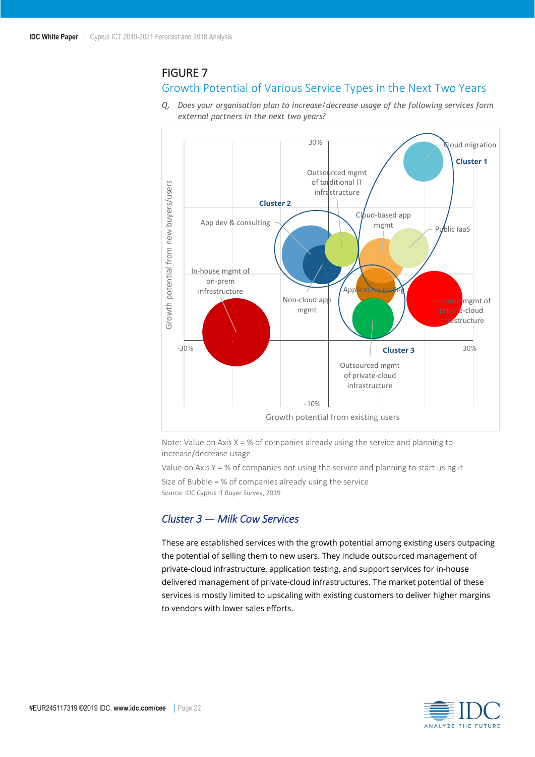## FIGURE 7

### Growth Potential of Various Service Types in the Next Two Years

*Q. Does your organisation plan to increase/decrease usage of the following services form external partners in the next two years?*

Note: Value on Axis X = % of companies already using the service and planning to increase/decrease usage

Value on Axis Y = % of companies not using the service and planning to start using it

Size of Bubble = % of companies already using the service

Source: IDC Cyprus IT Buyer Survey, 2019

### *Cluster 3 — Milk Cow Services*

These are established services with the growth potential among existing users outpacing the potential of selling them to new users. They include outsourced management of private-cloud infrastructure, application testing, and support services for in-house delivered management of private-cloud infrastructures. The market potential of these services is mostly limited to upscaling with existing customers to deliver higher margins to vendors with lower sales efforts.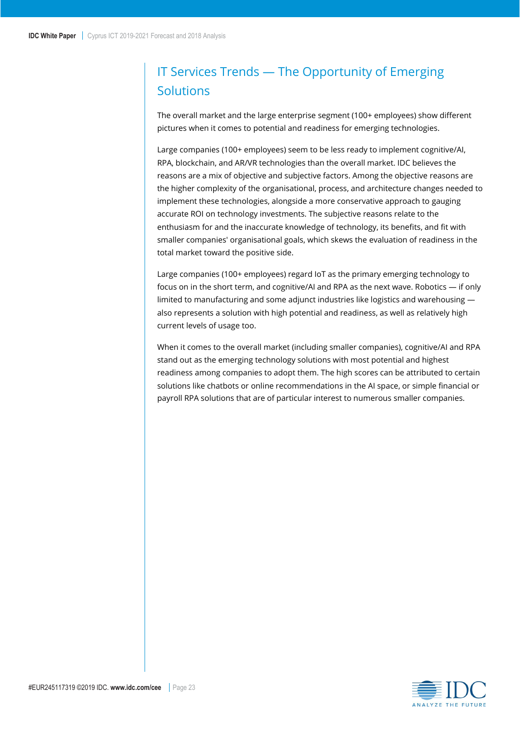## IT Services Trends — The Opportunity of Emerging Solutions

The overall market and the large enterprise segment (100+ employees) show different pictures when it comes to potential and readiness for emerging technologies.

Large companies (100+ employees) seem to be less ready to implement cognitive/AI, RPA, blockchain, and AR/VR technologies than the overall market. IDC believes the reasons are a mix of objective and subjective factors. Among the objective reasons are the higher complexity of the organisational, process, and architecture changes needed to implement these technologies, alongside a more conservative approach to gauging accurate ROI on technology investments. The subjective reasons relate to the enthusiasm for and the inaccurate knowledge of technology, its benefits, and fit with smaller companies' organisational goals, which skews the evaluation of readiness in the total market toward the positive side.

Large companies (100+ employees) regard IoT as the primary emerging technology to focus on in the short term, and cognitive/AI and RPA as the next wave. Robotics — if only limited to manufacturing and some adjunct industries like logistics and warehousing — also represents a solution with high potential and readiness, as well as relatively high current levels of usage too.

When it comes to the overall market (including smaller companies), cognitive/AI and RPA stand out as the emerging technology solutions with most potential and highest readiness among companies to adopt them. The high scores can be attributed to certain solutions like chatbots or online recommendations in the AI space, or simple financial or payroll RPA solutions that are of particular interest to numerous smaller companies.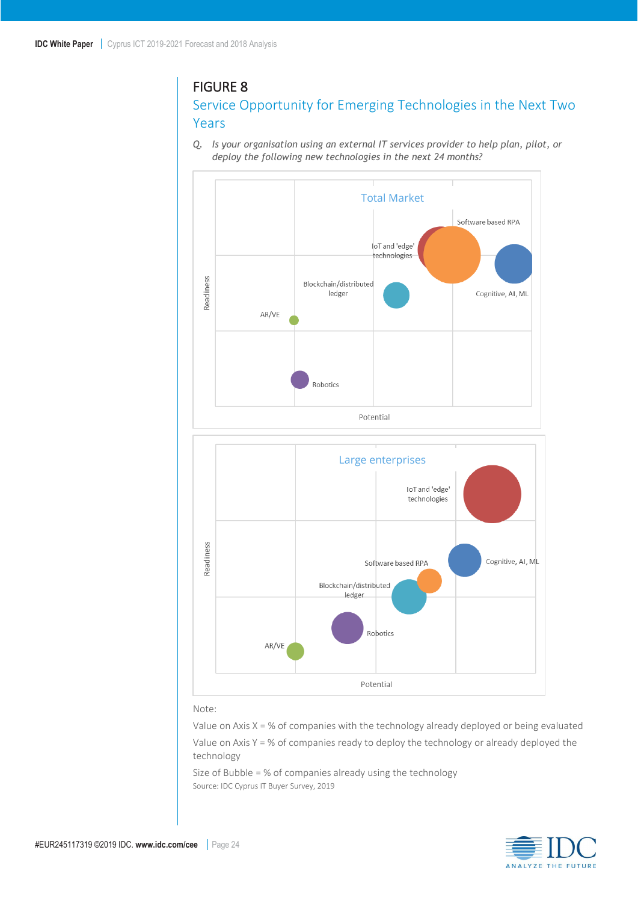## FIGURE 8

### Service Opportunity for Emerging Technologies in the Next Two Years

*Q. Is your organisation using an external IT services provider to help plan, pilot, or deploy the following new technologies in the next 24 months?*

Total Market

Software based RPA

IoT and 'edge' technologies

Blockchain/distributed ledger

Cognitive, AI, ML

AR/VE

Robotics

Readiness

Potential

Large enterprises

IoT and 'edge' technologies

Cognitive, AI, ML

Software based RPA

Blockchain/distributed ledger

Robotics

AR/VE

Readiness

Potential

Note:

Value on Axis X = % of companies with the technology already deployed or being evaluated

Value on Axis Y = % of companies ready to deploy the technology or already deployed the technology

Size of Bubble = % of companies already using the technology

Source: IDC Cyprus IT Buyer Survey, 2019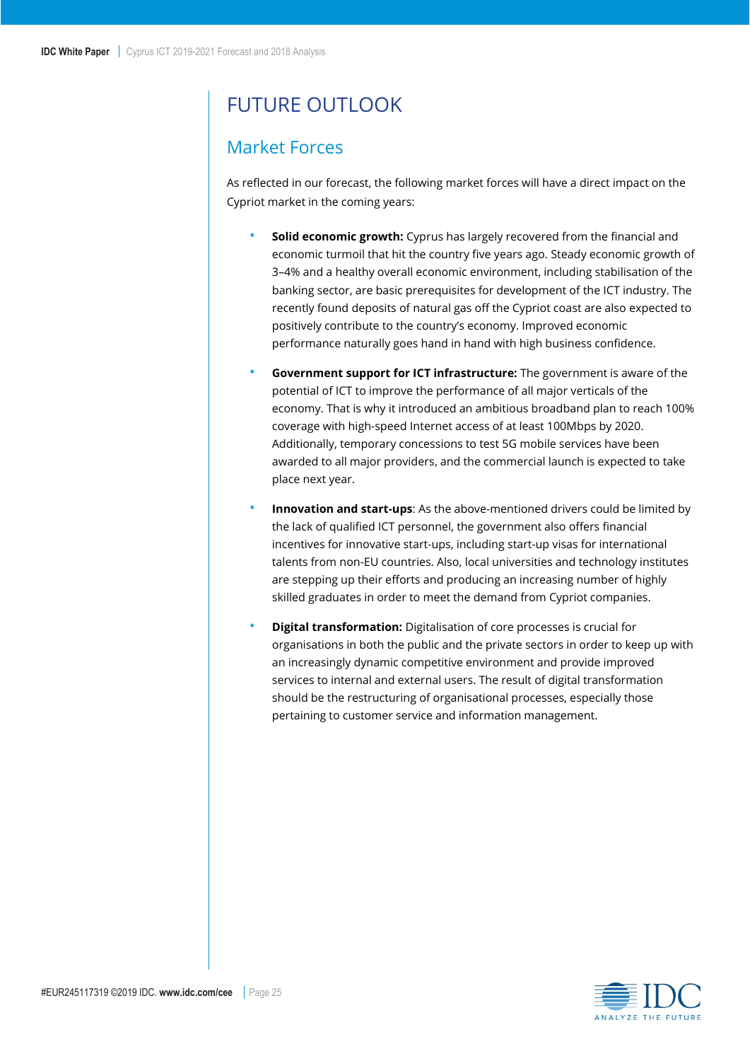# FUTURE OUTLOOK

## Market Forces

As reflected in our forecast, the following market forces will have a direct impact on the Cypriot market in the coming years:

- **Solid economic growth:** Cyprus has largely recovered from the financial and economic turmoil that hit the country five years ago. Steady economic growth of 3–4% and a healthy overall economic environment, including stabilisation of the banking sector, are basic prerequisites for development of the ICT industry. The recently found deposits of natural gas off the Cypriot coast are also expected to positively contribute to the country's economy. Improved economic performance naturally goes hand in hand with high business confidence.

- **Government support for ICT infrastructure:** The government is aware of the potential of ICT to improve the performance of all major verticals of the economy. That is why it introduced an ambitious broadband plan to reach 100% coverage with high-speed Internet access of at least 100Mbps by 2020. Additionally, temporary concessions to test 5G mobile services have been awarded to all major providers, and the commercial launch is expected to take place next year.

- **Innovation and start-ups**: As the above-mentioned drivers could be limited by the lack of qualified ICT personnel, the government also offers financial incentives for innovative start-ups, including start-up visas for international talents from non-EU countries. Also, local universities and technology institutes are stepping up their efforts and producing an increasing number of highly skilled graduates in order to meet the demand from Cypriot companies.

- **Digital transformation:** Digitalisation of core processes is crucial for organisations in both the public and the private sectors in order to keep up with an increasingly dynamic competitive environment and provide improved services to internal and external users. The result of digital transformation should be the restructuring of organisational processes, especially those pertaining to customer service and information management.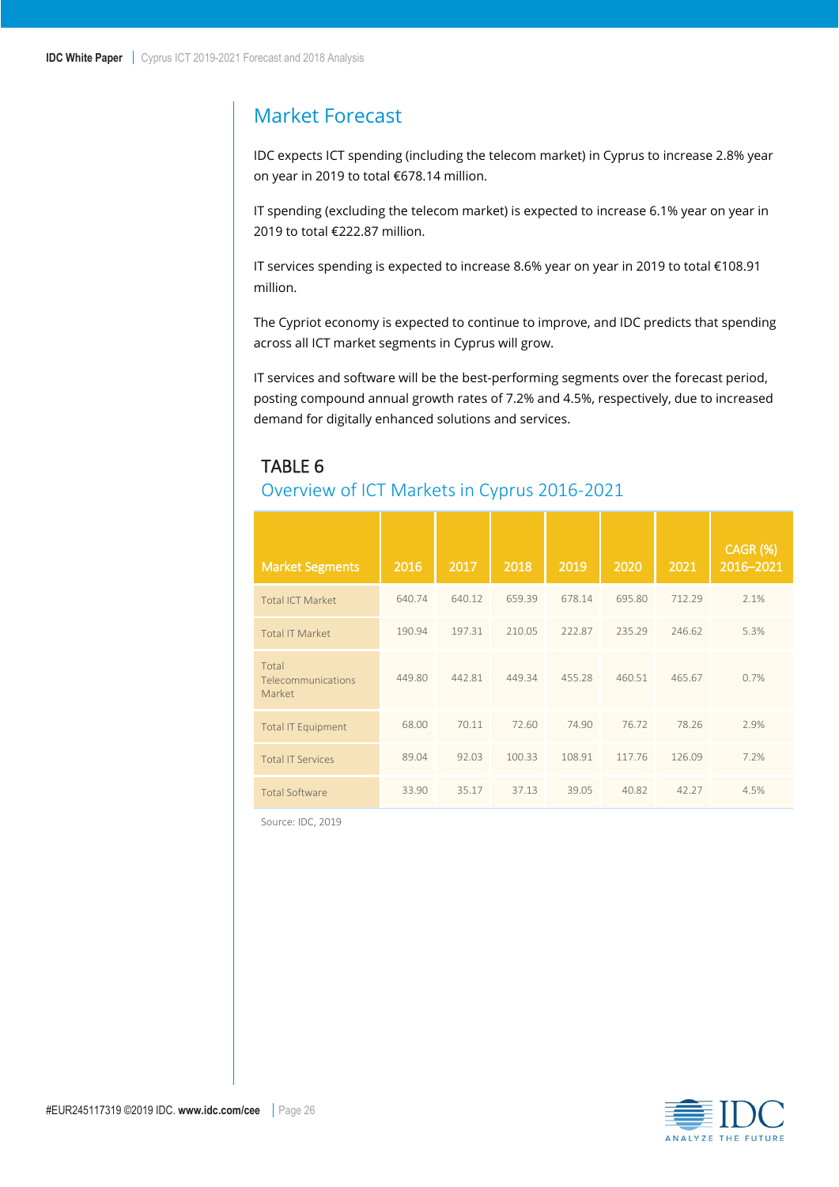## Market Forecast

IDC expects ICT spending (including the telecom market) in Cyprus to increase 2.8% year on year in 2019 to total €678.14 million.

IT spending (excluding the telecom market) is expected to increase 6.1% year on year in 2019 to total €222.87 million.

IT services spending is expected to increase 8.6% year on year in 2019 to total €108.91 million.

The Cypriot economy is expected to continue to improve, and IDC predicts that spending across all ICT market segments in Cyprus will grow.

IT services and software will be the best-performing segments over the forecast period, posting compound annual growth rates of 7.2% and 4.5%, respectively, due to increased demand for digitally enhanced solutions and services.

### TABLE 6

Overview of ICT Markets in Cyprus 2016-2021

| Market Segments | 2016 | 2017 | 2018 | 2019 | 2020 | 2021 | CAGR (%) 2016–2021 |
|---|---|---|---|---|---|---|---|
| Total ICT Market | 640.74 | 640.12 | 659.39 | 678.14 | 695.80 | 712.29 | 2.1% |
| Total IT Market | 190.94 | 197.31 | 210.05 | 222.87 | 235.29 | 246.62 | 5.3% |
| Total Telecommunications Market | 449.80 | 442.81 | 449.34 | 455.28 | 460.51 | 465.67 | 0.7% |
| Total IT Equipment | 68.00 | 70.11 | 72.60 | 74.90 | 76.72 | 78.26 | 2.9% |
| Total IT Services | 89.04 | 92.03 | 100.33 | 108.91 | 117.76 | 126.09 | 7.2% |
| Total Software | 33.90 | 35.17 | 37.13 | 39.05 | 40.82 | 42.27 | 4.5% |

Source: IDC, 2019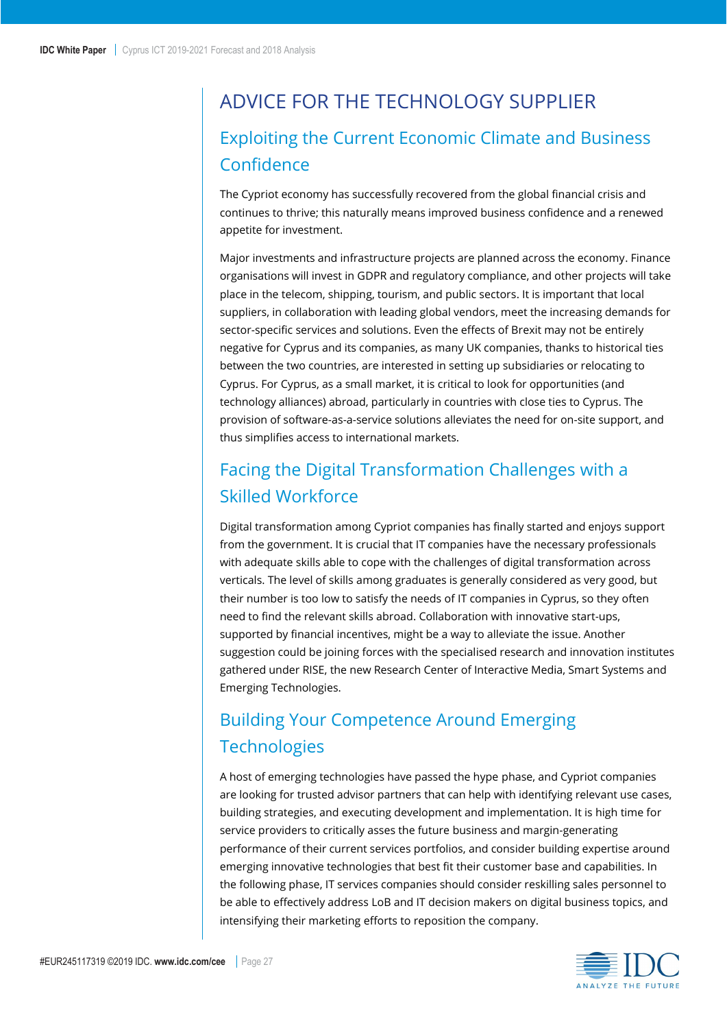# ADVICE FOR THE TECHNOLOGY SUPPLIER

## Exploiting the Current Economic Climate and Business Confidence

The Cypriot economy has successfully recovered from the global financial crisis and continues to thrive; this naturally means improved business confidence and a renewed appetite for investment.

Major investments and infrastructure projects are planned across the economy. Finance organisations will invest in GDPR and regulatory compliance, and other projects will take place in the telecom, shipping, tourism, and public sectors. It is important that local suppliers, in collaboration with leading global vendors, meet the increasing demands for sector-specific services and solutions. Even the effects of Brexit may not be entirely negative for Cyprus and its companies, as many UK companies, thanks to historical ties between the two countries, are interested in setting up subsidiaries or relocating to Cyprus. For Cyprus, as a small market, it is critical to look for opportunities (and technology alliances) abroad, particularly in countries with close ties to Cyprus. The provision of software-as-a-service solutions alleviates the need for on-site support, and thus simplifies access to international markets.

## Facing the Digital Transformation Challenges with a Skilled Workforce

Digital transformation among Cypriot companies has finally started and enjoys support from the government. It is crucial that IT companies have the necessary professionals with adequate skills able to cope with the challenges of digital transformation across verticals. The level of skills among graduates is generally considered as very good, but their number is too low to satisfy the needs of IT companies in Cyprus, so they often need to find the relevant skills abroad. Collaboration with innovative start-ups, supported by financial incentives, might be a way to alleviate the issue. Another suggestion could be joining forces with the specialised research and innovation institutes gathered under RISE, the new Research Center of Interactive Media, Smart Systems and Emerging Technologies.

## Building Your Competence Around Emerging Technologies

A host of emerging technologies have passed the hype phase, and Cypriot companies are looking for trusted advisor partners that can help with identifying relevant use cases, building strategies, and executing development and implementation. It is high time for service providers to critically asses the future business and margin-generating performance of their current services portfolios, and consider building expertise around emerging innovative technologies that best fit their customer base and capabilities. In the following phase, IT services companies should consider reskilling sales personnel to be able to effectively address LoB and IT decision makers on digital business topics, and intensifying their marketing efforts to reposition the company.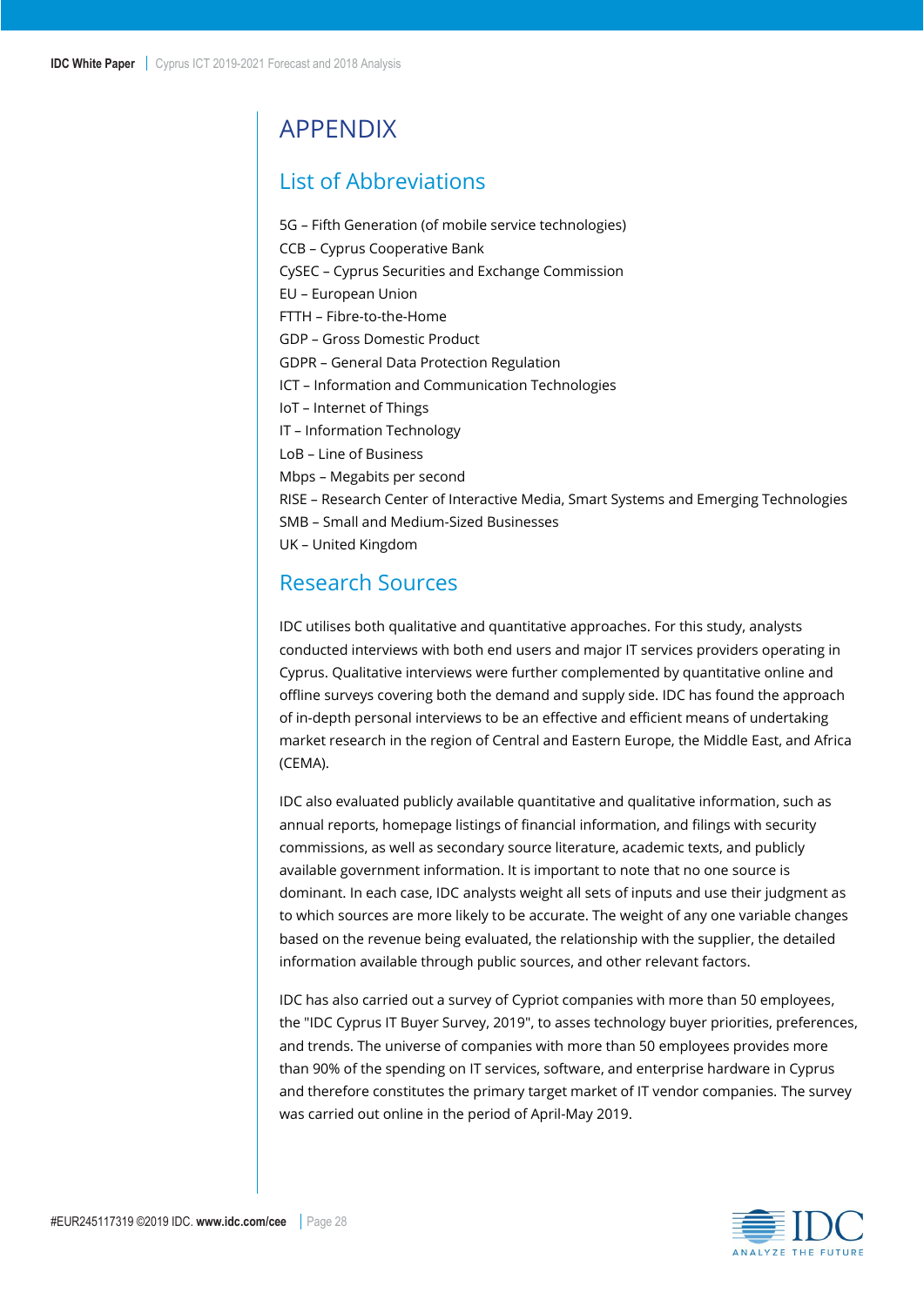# APPENDIX

## List of Abbreviations

5G – Fifth Generation (of mobile service technologies)
CCB – Cyprus Cooperative Bank
CySEC – Cyprus Securities and Exchange Commission
EU – European Union
FTTH – Fibre-to-the-Home
GDP – Gross Domestic Product
GDPR – General Data Protection Regulation
ICT – Information and Communication Technologies
IoT – Internet of Things
IT – Information Technology
LoB – Line of Business
Mbps – Megabits per second
RISE – Research Center of Interactive Media, Smart Systems and Emerging Technologies
SMB – Small and Medium-Sized Businesses
UK – United Kingdom

## Research Sources

IDC utilises both qualitative and quantitative approaches. For this study, analysts conducted interviews with both end users and major IT services providers operating in Cyprus. Qualitative interviews were further complemented by quantitative online and offline surveys covering both the demand and supply side. IDC has found the approach of in-depth personal interviews to be an effective and efficient means of undertaking market research in the region of Central and Eastern Europe, the Middle East, and Africa (CEMA).

IDC also evaluated publicly available quantitative and qualitative information, such as annual reports, homepage listings of financial information, and filings with security commissions, as well as secondary source literature, academic texts, and publicly available government information. It is important to note that no one source is dominant. In each case, IDC analysts weight all sets of inputs and use their judgment as to which sources are more likely to be accurate. The weight of any one variable changes based on the revenue being evaluated, the relationship with the supplier, the detailed information available through public sources, and other relevant factors.

IDC has also carried out a survey of Cypriot companies with more than 50 employees, the "IDC Cyprus IT Buyer Survey, 2019", to asses technology buyer priorities, preferences, and trends. The universe of companies with more than 50 employees provides more than 90% of the spending on IT services, software, and enterprise hardware in Cyprus and therefore constitutes the primary target market of IT vendor companies. The survey was carried out online in the period of April-May 2019.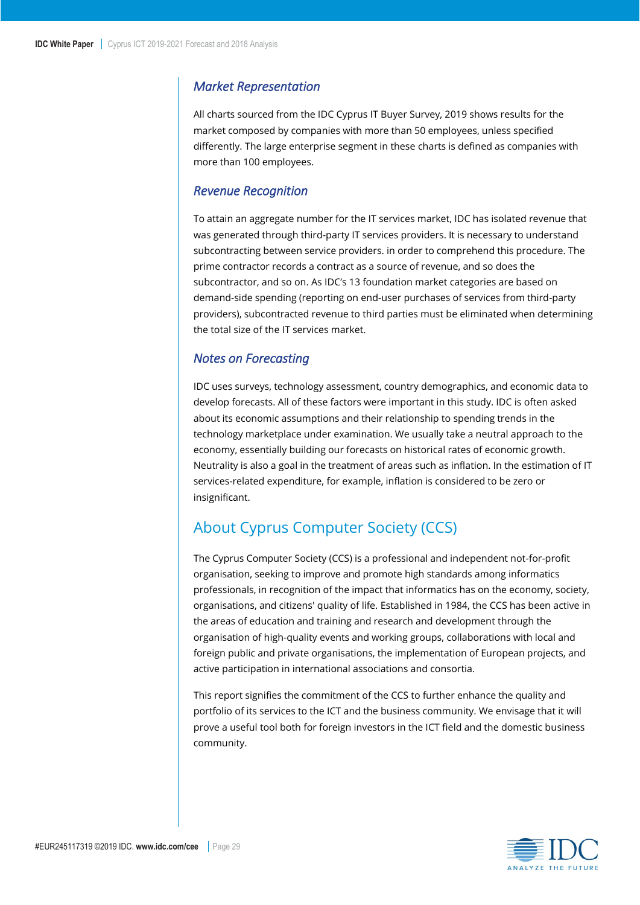### *Market Representation*

All charts sourced from the IDC Cyprus IT Buyer Survey, 2019 shows results for the market composed by companies with more than 50 employees, unless specified differently. The large enterprise segment in these charts is defined as companies with more than 100 employees.

### *Revenue Recognition*

To attain an aggregate number for the IT services market, IDC has isolated revenue that was generated through third-party IT services providers. It is necessary to understand subcontracting between service providers. in order to comprehend this procedure. The prime contractor records a contract as a source of revenue, and so does the subcontractor, and so on. As IDC's 13 foundation market categories are based on demand-side spending (reporting on end-user purchases of services from third-party providers), subcontracted revenue to third parties must be eliminated when determining the total size of the IT services market.

### *Notes on Forecasting*

IDC uses surveys, technology assessment, country demographics, and economic data to develop forecasts. All of these factors were important in this study. IDC is often asked about its economic assumptions and their relationship to spending trends in the technology marketplace under examination. We usually take a neutral approach to the economy, essentially building our forecasts on historical rates of economic growth. Neutrality is also a goal in the treatment of areas such as inflation. In the estimation of IT services-related expenditure, for example, inflation is considered to be zero or insignificant.

## About Cyprus Computer Society (CCS)

The Cyprus Computer Society (CCS) is a professional and independent not-for-profit organisation, seeking to improve and promote high standards among informatics professionals, in recognition of the impact that informatics has on the economy, society, organisations, and citizens' quality of life. Established in 1984, the CCS has been active in the areas of education and training and research and development through the organisation of high-quality events and working groups, collaborations with local and foreign public and private organisations, the implementation of European projects, and active participation in international associations and consortia.

This report signifies the commitment of the CCS to further enhance the quality and portfolio of its services to the ICT and the business community. We envisage that it will prove a useful tool both for foreign investors in the ICT field and the domestic business community.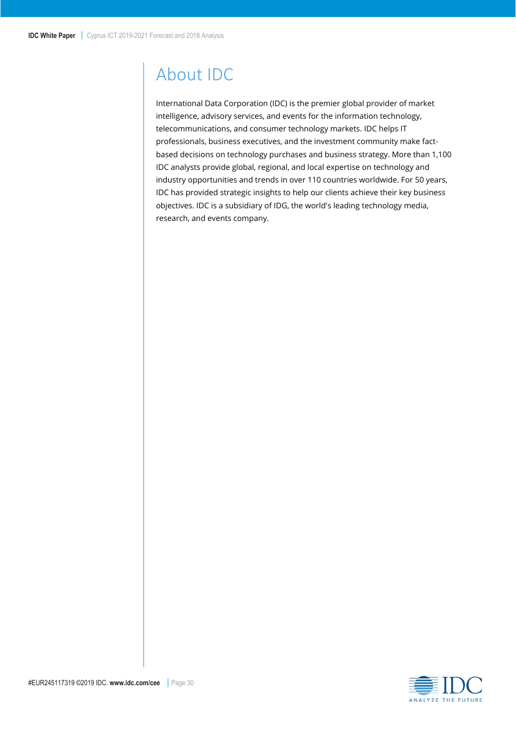# About IDC

International Data Corporation (IDC) is the premier global provider of market intelligence, advisory services, and events for the information technology, telecommunications, and consumer technology markets. IDC helps IT professionals, business executives, and the investment community make fact-based decisions on technology purchases and business strategy. More than 1,100 IDC analysts provide global, regional, and local expertise on technology and industry opportunities and trends in over 110 countries worldwide. For 50 years, IDC has provided strategic insights to help our clients achieve their key business objectives. IDC is a subsidiary of IDG, the world's leading technology media, research, and events company.